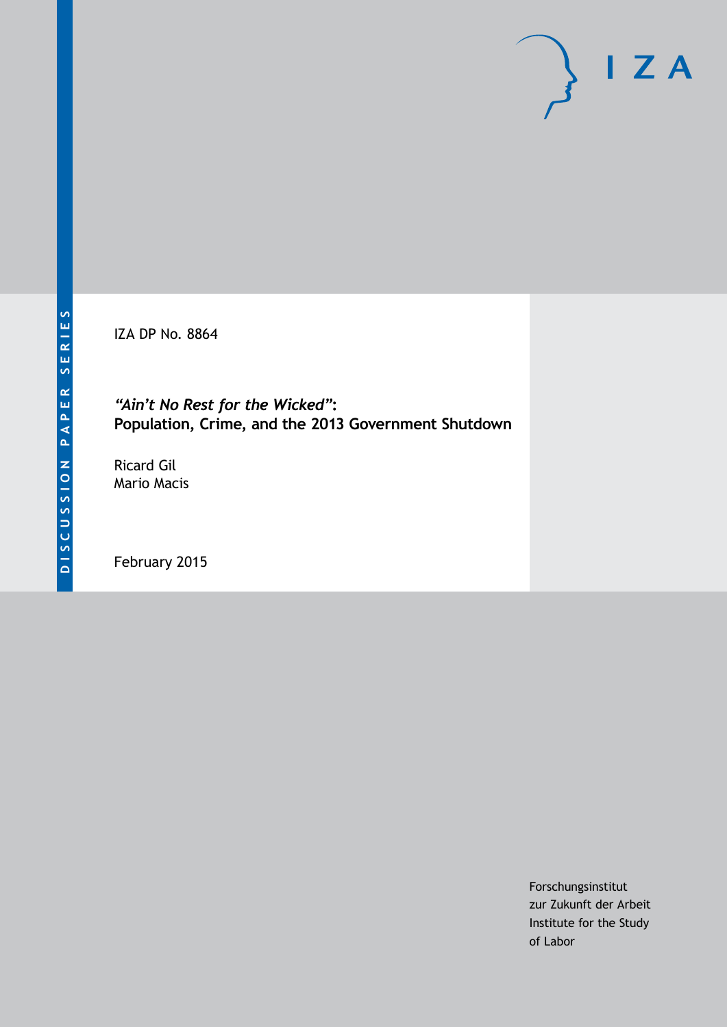DISCUSSION PAPER SERIES

IZA DP No. 8864

# *"Ain't No Rest for the Wicked"*: Population, Crime, and the 2013 Government Shutdown

Ricard Gil
Mario Macis

February 2015

Forschungsinstitut
zur Zukunft der Arbeit
Institute for the Study
of Labor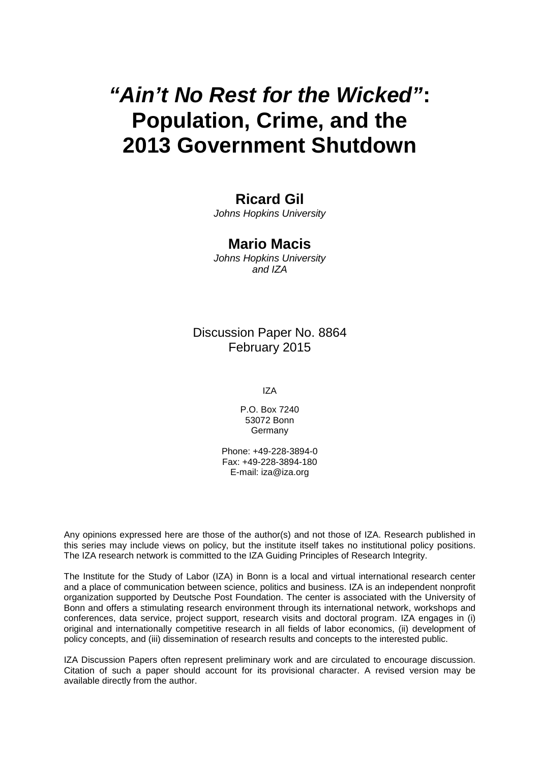# *"Ain't No Rest for the Wicked"*: Population, Crime, and the 2013 Government Shutdown

**Ricard Gil**
*Johns Hopkins University*

**Mario Macis**
*Johns Hopkins University and IZA*

Discussion Paper No. 8864
February 2015

IZA

P.O. Box 7240
53072 Bonn
Germany

Phone: +49-228-3894-0
Fax: +49-228-3894-180
E-mail: iza@iza.org

Any opinions expressed here are those of the author(s) and not those of IZA. Research published in this series may include views on policy, but the institute itself takes no institutional policy positions. The IZA research network is committed to the IZA Guiding Principles of Research Integrity.

The Institute for the Study of Labor (IZA) in Bonn is a local and virtual international research center and a place of communication between science, politics and business. IZA is an independent nonprofit organization supported by Deutsche Post Foundation. The center is associated with the University of Bonn and offers a stimulating research environment through its international network, workshops and conferences, data service, project support, research visits and doctoral program. IZA engages in (i) original and internationally competitive research in all fields of labor economics, (ii) development of policy concepts, and (iii) dissemination of research results and concepts to the interested public.

IZA Discussion Papers often represent preliminary work and are circulated to encourage discussion. Citation of such a paper should account for its provisional character. A revised version may be available directly from the author.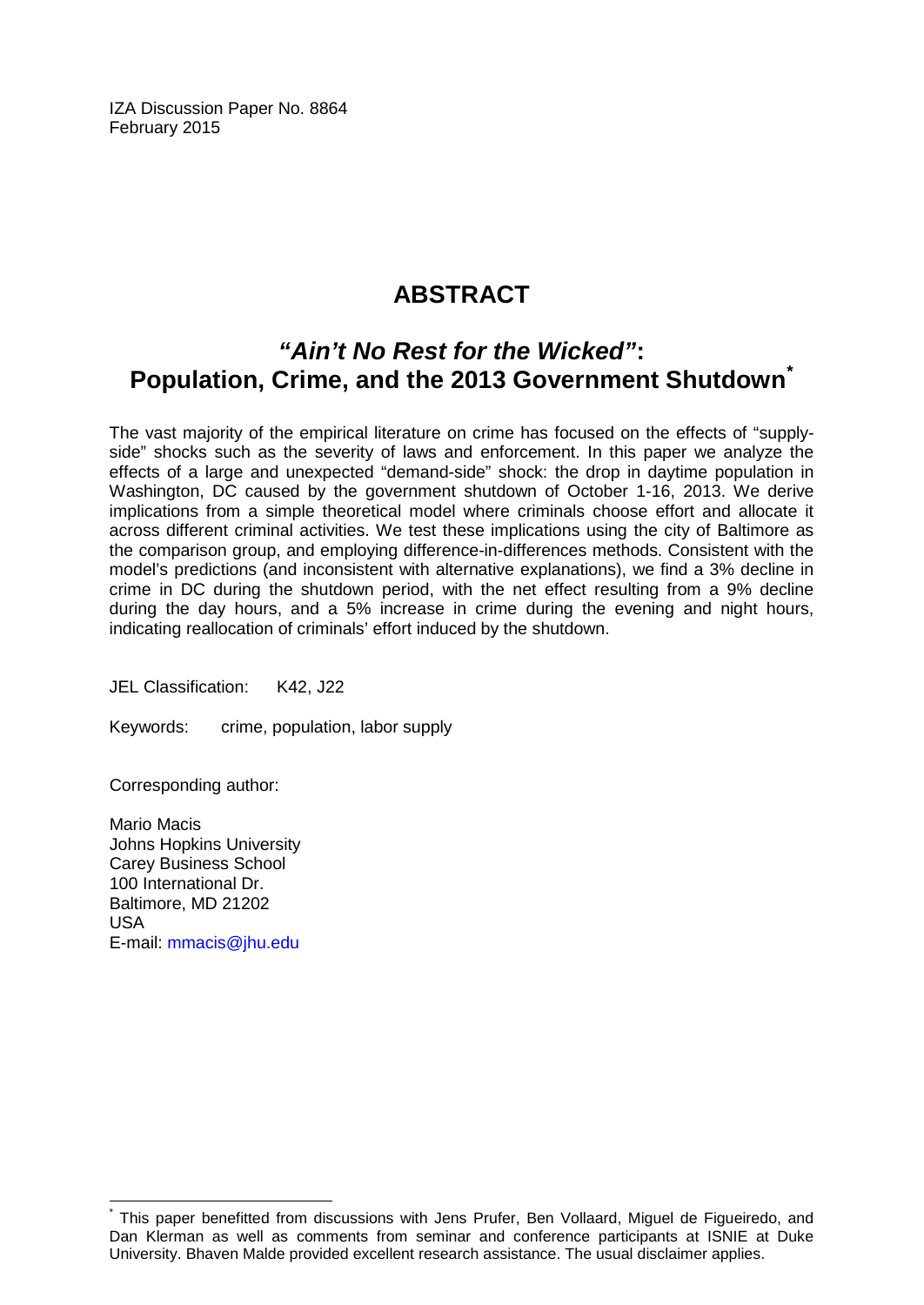IZA Discussion Paper No. 8864
February 2015

# ABSTRACT

## *"Ain't No Rest for the Wicked"*: Population, Crime, and the 2013 Government Shutdown[*]

The vast majority of the empirical literature on crime has focused on the effects of "supply-side" shocks such as the severity of laws and enforcement. In this paper we analyze the effects of a large and unexpected "demand-side" shock: the drop in daytime population in Washington, DC caused by the government shutdown of October 1-16, 2013. We derive implications from a simple theoretical model where criminals choose effort and allocate it across different criminal activities. We test these implications using the city of Baltimore as the comparison group, and employing difference-in-differences methods. Consistent with the model's predictions (and inconsistent with alternative explanations), we find a 3% decline in crime in DC during the shutdown period, with the net effect resulting from a 9% decline during the day hours, and a 5% increase in crime during the evening and night hours, indicating reallocation of criminals' effort induced by the shutdown.

JEL Classification: K42, J22

Keywords: crime, population, labor supply

Corresponding author:

Mario Macis
Johns Hopkins University
Carey Business School
100 International Dr.
Baltimore, MD 21202
USA
E-mail: mmacis@jhu.edu

[*] This paper benefitted from discussions with Jens Prufer, Ben Vollaard, Miguel de Figueiredo, and Dan Klerman as well as comments from seminar and conference participants at ISNIE at Duke University. Bhaven Malde provided excellent research assistance. The usual disclaimer applies.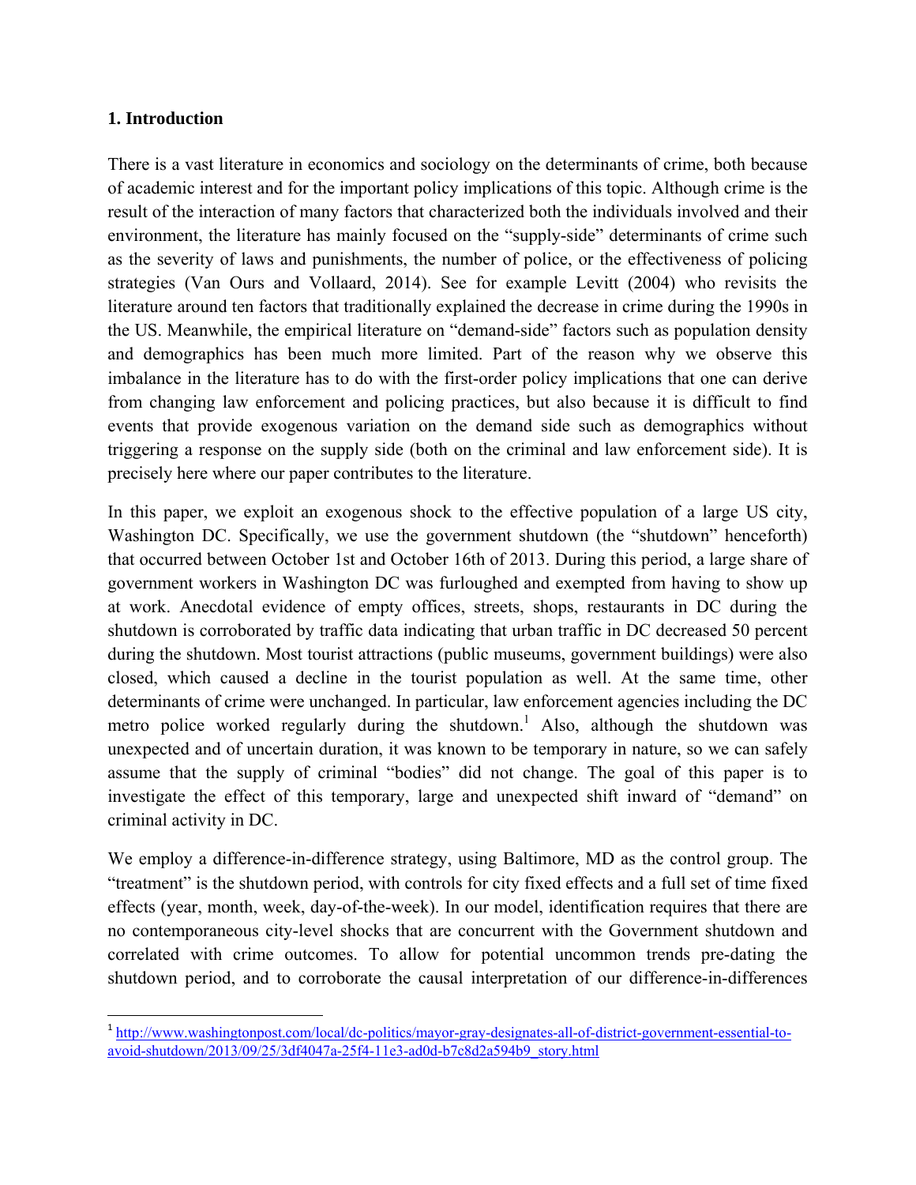## 1. Introduction

There is a vast literature in economics and sociology on the determinants of crime, both because of academic interest and for the important policy implications of this topic. Although crime is the result of the interaction of many factors that characterized both the individuals involved and their environment, the literature has mainly focused on the "supply-side" determinants of crime such as the severity of laws and punishments, the number of police, or the effectiveness of policing strategies (Van Ours and Vollaard, 2014). See for example Levitt (2004) who revisits the literature around ten factors that traditionally explained the decrease in crime during the 1990s in the US. Meanwhile, the empirical literature on "demand-side" factors such as population density and demographics has been much more limited. Part of the reason why we observe this imbalance in the literature has to do with the first-order policy implications that one can derive from changing law enforcement and policing practices, but also because it is difficult to find events that provide exogenous variation on the demand side such as demographics without triggering a response on the supply side (both on the criminal and law enforcement side). It is precisely here where our paper contributes to the literature.

In this paper, we exploit an exogenous shock to the effective population of a large US city, Washington DC. Specifically, we use the government shutdown (the "shutdown" henceforth) that occurred between October 1st and October 16th of 2013. During this period, a large share of government workers in Washington DC was furloughed and exempted from having to show up at work. Anecdotal evidence of empty offices, streets, shops, restaurants in DC during the shutdown is corroborated by traffic data indicating that urban traffic in DC decreased 50 percent during the shutdown. Most tourist attractions (public museums, government buildings) were also closed, which caused a decline in the tourist population as well. At the same time, other determinants of crime were unchanged. In particular, law enforcement agencies including the DC metro police worked regularly during the shutdown.[1] Also, although the shutdown was unexpected and of uncertain duration, it was known to be temporary in nature, so we can safely assume that the supply of criminal "bodies" did not change. The goal of this paper is to investigate the effect of this temporary, large and unexpected shift inward of "demand" on criminal activity in DC.

We employ a difference-in-difference strategy, using Baltimore, MD as the control group. The "treatment" is the shutdown period, with controls for city fixed effects and a full set of time fixed effects (year, month, week, day-of-the-week). In our model, identification requires that there are no contemporaneous city-level shocks that are concurrent with the Government shutdown and correlated with crime outcomes. To allow for potential uncommon trends pre-dating the shutdown period, and to corroborate the causal interpretation of our difference-in-differences

[1] http://www.washingtonpost.com/local/dc-politics/mayor-gray-designates-all-of-district-government-essential-to-avoid-shutdown/2013/09/25/3df4047a-25f4-11e3-ad0d-b7c8d2a594b9_story.html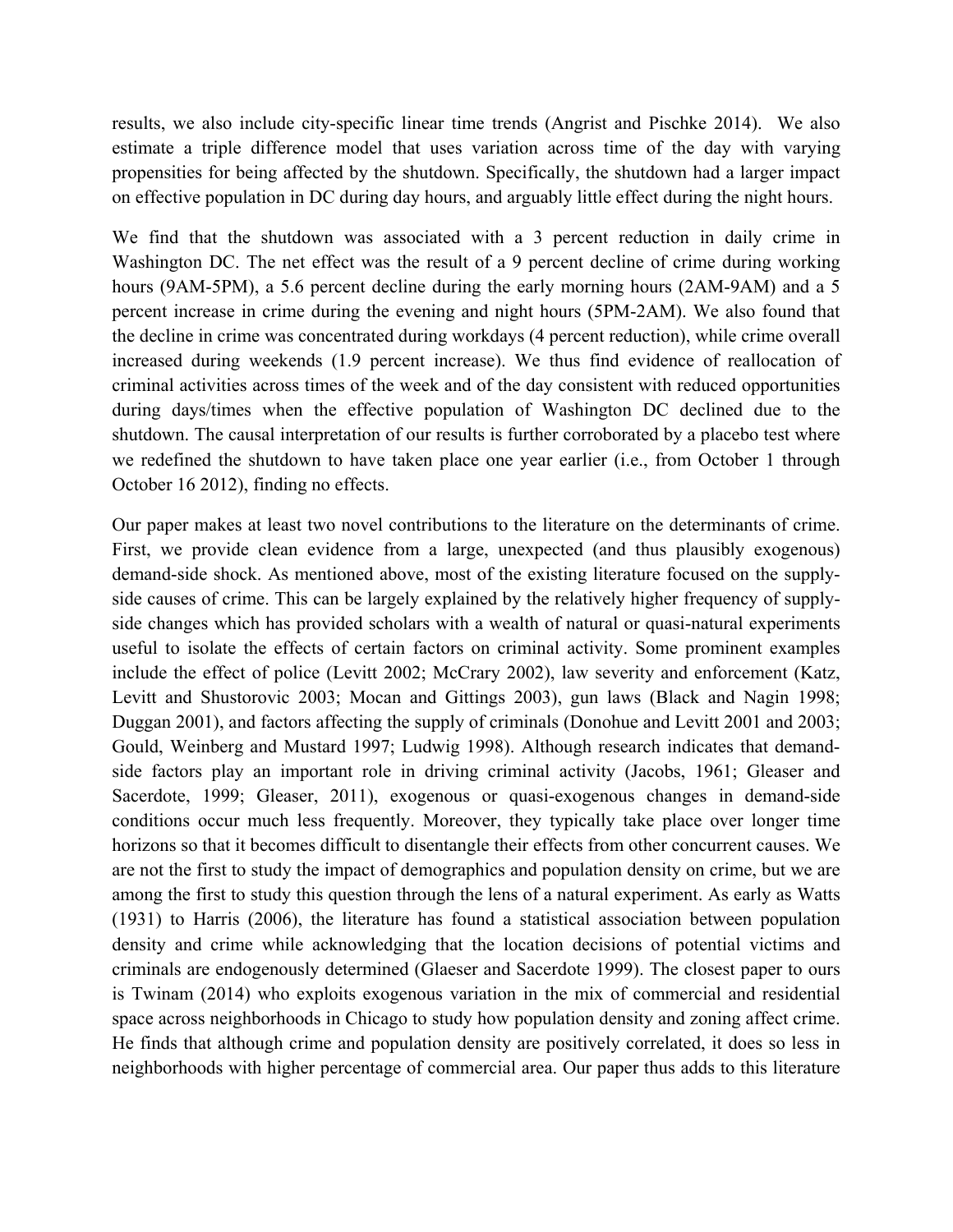results, we also include city-specific linear time trends (Angrist and Pischke 2014). We also estimate a triple difference model that uses variation across time of the day with varying propensities for being affected by the shutdown. Specifically, the shutdown had a larger impact on effective population in DC during day hours, and arguably little effect during the night hours.

We find that the shutdown was associated with a 3 percent reduction in daily crime in Washington DC. The net effect was the result of a 9 percent decline of crime during working hours (9AM-5PM), a 5.6 percent decline during the early morning hours (2AM-9AM) and a 5 percent increase in crime during the evening and night hours (5PM-2AM). We also found that the decline in crime was concentrated during workdays (4 percent reduction), while crime overall increased during weekends (1.9 percent increase). We thus find evidence of reallocation of criminal activities across times of the week and of the day consistent with reduced opportunities during days/times when the effective population of Washington DC declined due to the shutdown. The causal interpretation of our results is further corroborated by a placebo test where we redefined the shutdown to have taken place one year earlier (i.e., from October 1 through October 16 2012), finding no effects.

Our paper makes at least two novel contributions to the literature on the determinants of crime. First, we provide clean evidence from a large, unexpected (and thus plausibly exogenous) demand-side shock. As mentioned above, most of the existing literature focused on the supply-side causes of crime. This can be largely explained by the relatively higher frequency of supply-side changes which has provided scholars with a wealth of natural or quasi-natural experiments useful to isolate the effects of certain factors on criminal activity. Some prominent examples include the effect of police (Levitt 2002; McCrary 2002), law severity and enforcement (Katz, Levitt and Shustorovic 2003; Mocan and Gittings 2003), gun laws (Black and Nagin 1998; Duggan 2001), and factors affecting the supply of criminals (Donohue and Levitt 2001 and 2003; Gould, Weinberg and Mustard 1997; Ludwig 1998). Although research indicates that demand-side factors play an important role in driving criminal activity (Jacobs, 1961; Gleaser and Sacerdote, 1999; Gleaser, 2011), exogenous or quasi-exogenous changes in demand-side conditions occur much less frequently. Moreover, they typically take place over longer time horizons so that it becomes difficult to disentangle their effects from other concurrent causes. We are not the first to study the impact of demographics and population density on crime, but we are among the first to study this question through the lens of a natural experiment. As early as Watts (1931) to Harris (2006), the literature has found a statistical association between population density and crime while acknowledging that the location decisions of potential victims and criminals are endogenously determined (Glaeser and Sacerdote 1999). The closest paper to ours is Twinam (2014) who exploits exogenous variation in the mix of commercial and residential space across neighborhoods in Chicago to study how population density and zoning affect crime. He finds that although crime and population density are positively correlated, it does so less in neighborhoods with higher percentage of commercial area. Our paper thus adds to this literature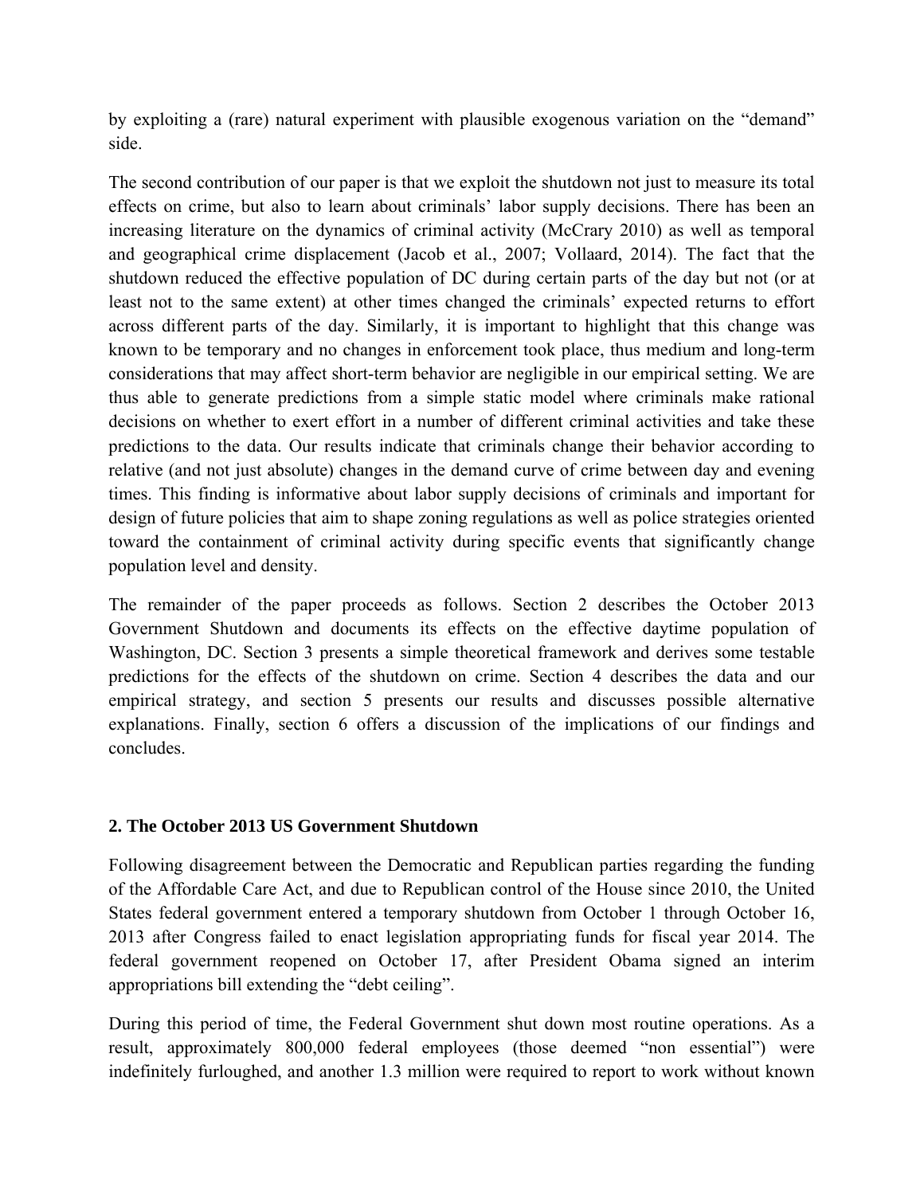by exploiting a (rare) natural experiment with plausible exogenous variation on the "demand" side.

The second contribution of our paper is that we exploit the shutdown not just to measure its total effects on crime, but also to learn about criminals' labor supply decisions. There has been an increasing literature on the dynamics of criminal activity (McCrary 2010) as well as temporal and geographical crime displacement (Jacob et al., 2007; Vollaard, 2014). The fact that the shutdown reduced the effective population of DC during certain parts of the day but not (or at least not to the same extent) at other times changed the criminals' expected returns to effort across different parts of the day. Similarly, it is important to highlight that this change was known to be temporary and no changes in enforcement took place, thus medium and long-term considerations that may affect short-term behavior are negligible in our empirical setting. We are thus able to generate predictions from a simple static model where criminals make rational decisions on whether to exert effort in a number of different criminal activities and take these predictions to the data. Our results indicate that criminals change their behavior according to relative (and not just absolute) changes in the demand curve of crime between day and evening times. This finding is informative about labor supply decisions of criminals and important for design of future policies that aim to shape zoning regulations as well as police strategies oriented toward the containment of criminal activity during specific events that significantly change population level and density.

The remainder of the paper proceeds as follows. Section 2 describes the October 2013 Government Shutdown and documents its effects on the effective daytime population of Washington, DC. Section 3 presents a simple theoretical framework and derives some testable predictions for the effects of the shutdown on crime. Section 4 describes the data and our empirical strategy, and section 5 presents our results and discusses possible alternative explanations. Finally, section 6 offers a discussion of the implications of our findings and concludes.

## 2. The October 2013 US Government Shutdown

Following disagreement between the Democratic and Republican parties regarding the funding of the Affordable Care Act, and due to Republican control of the House since 2010, the United States federal government entered a temporary shutdown from October 1 through October 16, 2013 after Congress failed to enact legislation appropriating funds for fiscal year 2014. The federal government reopened on October 17, after President Obama signed an interim appropriations bill extending the "debt ceiling".

During this period of time, the Federal Government shut down most routine operations. As a result, approximately 800,000 federal employees (those deemed "non essential") were indefinitely furloughed, and another 1.3 million were required to report to work without known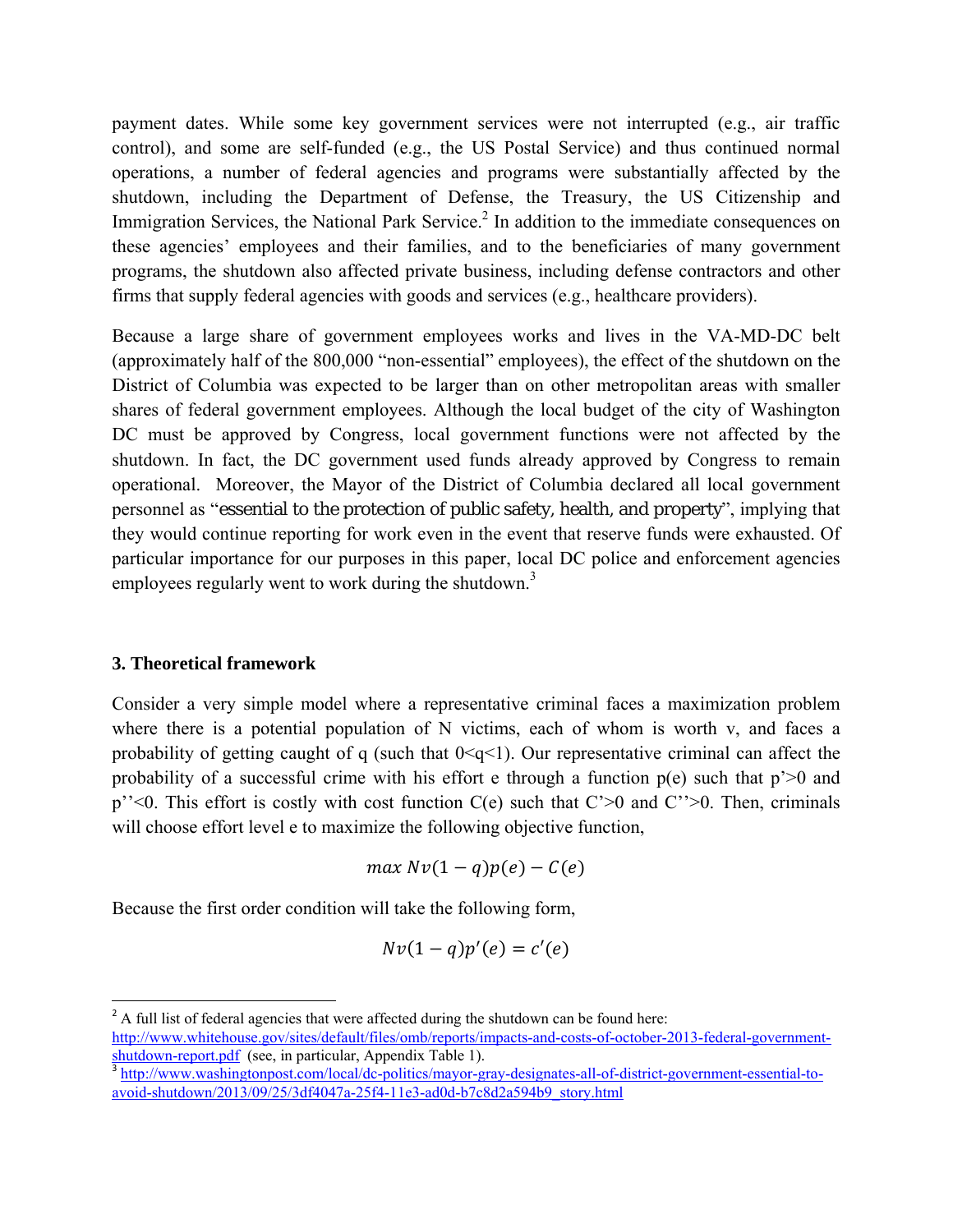payment dates. While some key government services were not interrupted (e.g., air traffic control), and some are self-funded (e.g., the US Postal Service) and thus continued normal operations, a number of federal agencies and programs were substantially affected by the shutdown, including the Department of Defense, the Treasury, the US Citizenship and Immigration Services, the National Park Service.[2] In addition to the immediate consequences on these agencies' employees and their families, and to the beneficiaries of many government programs, the shutdown also affected private business, including defense contractors and other firms that supply federal agencies with goods and services (e.g., healthcare providers).

Because a large share of government employees works and lives in the VA-MD-DC belt (approximately half of the 800,000 "non-essential" employees), the effect of the shutdown on the District of Columbia was expected to be larger than on other metropolitan areas with smaller shares of federal government employees. Although the local budget of the city of Washington DC must be approved by Congress, local government functions were not affected by the shutdown. In fact, the DC government used funds already approved by Congress to remain operational. Moreover, the Mayor of the District of Columbia declared all local government personnel as "essential to the protection of public safety, health, and property", implying that they would continue reporting for work even in the event that reserve funds were exhausted. Of particular importance for our purposes in this paper, local DC police and enforcement agencies employees regularly went to work during the shutdown.[3]

## 3. Theoretical framework

Consider a very simple model where a representative criminal faces a maximization problem where there is a potential population of N victims, each of whom is worth v, and faces a probability of getting caught of q (such that $0<q<1$). Our representative criminal can affect the probability of a successful crime with his effort e through a function p(e) such that $p'>0$ and $p''<0$. This effort is costly with cost function C(e) such that $C'>0$ and $C''>0$. Then, criminals will choose effort level e to maximize the following objective function,

$$max\ Nv(1-q)p(e) - C(e)$$

Because the first order condition will take the following form,

$$Nv(1-q)p'(e) = c'(e)$$

[2] A full list of federal agencies that were affected during the shutdown can be found here: http://www.whitehouse.gov/sites/default/files/omb/reports/impacts-and-costs-of-october-2013-federal-government-shutdown-report.pdf (see, in particular, Appendix Table 1).

[3] http://www.washingtonpost.com/local/dc-politics/mayor-gray-designates-all-of-district-government-essential-to-avoid-shutdown/2013/09/25/3df4047a-25f4-11e3-ad0d-b7c8d2a594b9_story.html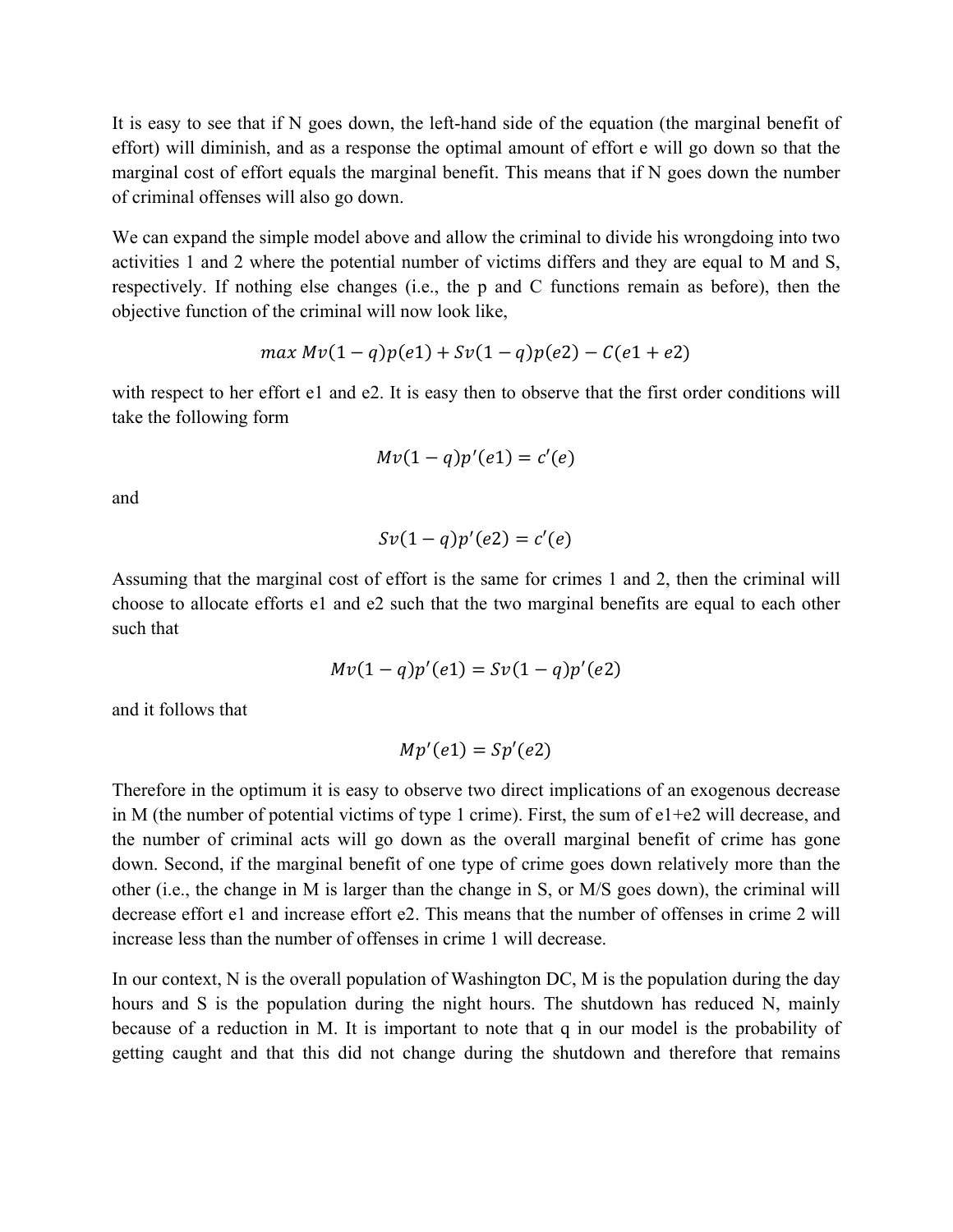It is easy to see that if N goes down, the left-hand side of the equation (the marginal benefit of effort) will diminish, and as a response the optimal amount of effort e will go down so that the marginal cost of effort equals the marginal benefit. This means that if N goes down the number of criminal offenses will also go down.

We can expand the simple model above and allow the criminal to divide his wrongdoing into two activities 1 and 2 where the potential number of victims differs and they are equal to M and S, respectively. If nothing else changes (i.e., the p and C functions remain as before), then the objective function of the criminal will now look like,

$$max\ Mv(1-q)p(e1) + Sv(1-q)p(e2) - C(e1+e2)$$

with respect to her effort e1 and e2. It is easy then to observe that the first order conditions will take the following form

$$Mv(1-q)p'(e1) = c'(e)$$

and

$$Sv(1-q)p'(e2) = c'(e)$$

Assuming that the marginal cost of effort is the same for crimes 1 and 2, then the criminal will choose to allocate efforts e1 and e2 such that the two marginal benefits are equal to each other such that

$$Mv(1-q)p'(e1) = Sv(1-q)p'(e2)$$

and it follows that

$$Mp'(e1) = Sp'(e2)$$

Therefore in the optimum it is easy to observe two direct implications of an exogenous decrease in M (the number of potential victims of type 1 crime). First, the sum of e1+e2 will decrease, and the number of criminal acts will go down as the overall marginal benefit of crime has gone down. Second, if the marginal benefit of one type of crime goes down relatively more than the other (i.e., the change in M is larger than the change in S, or M/S goes down), the criminal will decrease effort e1 and increase effort e2. This means that the number of offenses in crime 2 will increase less than the number of offenses in crime 1 will decrease.

In our context, N is the overall population of Washington DC, M is the population during the day hours and S is the population during the night hours. The shutdown has reduced N, mainly because of a reduction in M. It is important to note that q in our model is the probability of getting caught and that this did not change during the shutdown and therefore that remains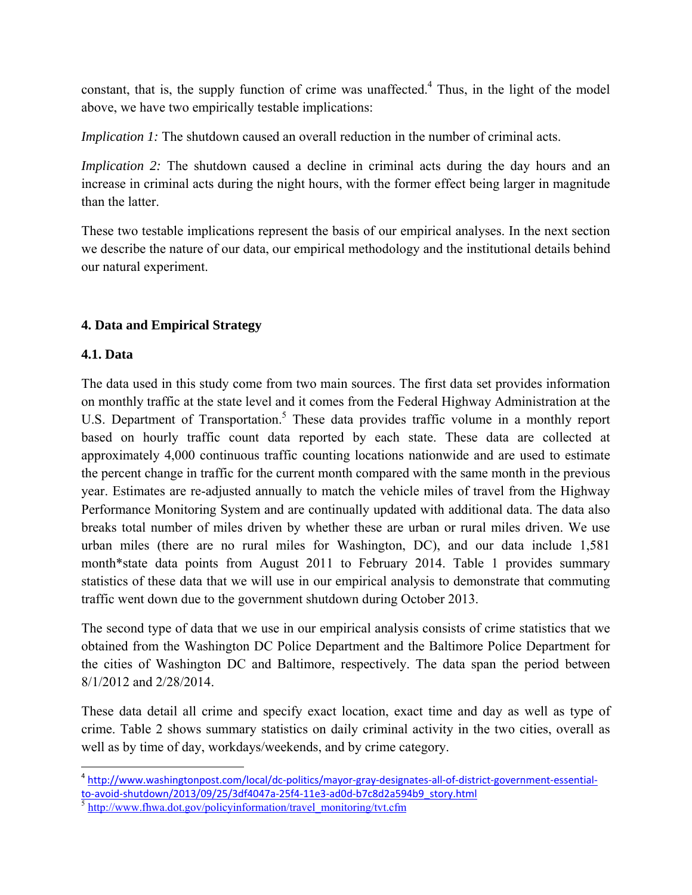constant, that is, the supply function of crime was unaffected.[4] Thus, in the light of the model above, we have two empirically testable implications:

*Implication 1:* The shutdown caused an overall reduction in the number of criminal acts.

*Implication 2:* The shutdown caused a decline in criminal acts during the day hours and an increase in criminal acts during the night hours, with the former effect being larger in magnitude than the latter.

These two testable implications represent the basis of our empirical analyses. In the next section we describe the nature of our data, our empirical methodology and the institutional details behind our natural experiment.

## 4. Data and Empirical Strategy

### 4.1. Data

The data used in this study come from two main sources. The first data set provides information on monthly traffic at the state level and it comes from the Federal Highway Administration at the U.S. Department of Transportation.[5] These data provides traffic volume in a monthly report based on hourly traffic count data reported by each state. These data are collected at approximately 4,000 continuous traffic counting locations nationwide and are used to estimate the percent change in traffic for the current month compared with the same month in the previous year. Estimates are re-adjusted annually to match the vehicle miles of travel from the Highway Performance Monitoring System and are continually updated with additional data. The data also breaks total number of miles driven by whether these are urban or rural miles driven. We use urban miles (there are no rural miles for Washington, DC), and our data include 1,581 month*state data points from August 2011 to February 2014. Table 1 provides summary statistics of these data that we will use in our empirical analysis to demonstrate that commuting traffic went down due to the government shutdown during October 2013.

The second type of data that we use in our empirical analysis consists of crime statistics that we obtained from the Washington DC Police Department and the Baltimore Police Department for the cities of Washington DC and Baltimore, respectively. The data span the period between 8/1/2012 and 2/28/2014.

These data detail all crime and specify exact location, exact time and day as well as type of crime. Table 2 shows summary statistics on daily criminal activity in the two cities, overall as well as by time of day, workdays/weekends, and by crime category.

---

[4] http://www.washingtonpost.com/local/dc-politics/mayor-gray-designates-all-of-district-government-essential-to-avoid-shutdown/2013/09/25/3df4047a-25f4-11e3-ad0d-b7c8d2a594b9_story.html

[5] http://www.fhwa.dot.gov/policyinformation/travel_monitoring/tvt.cfm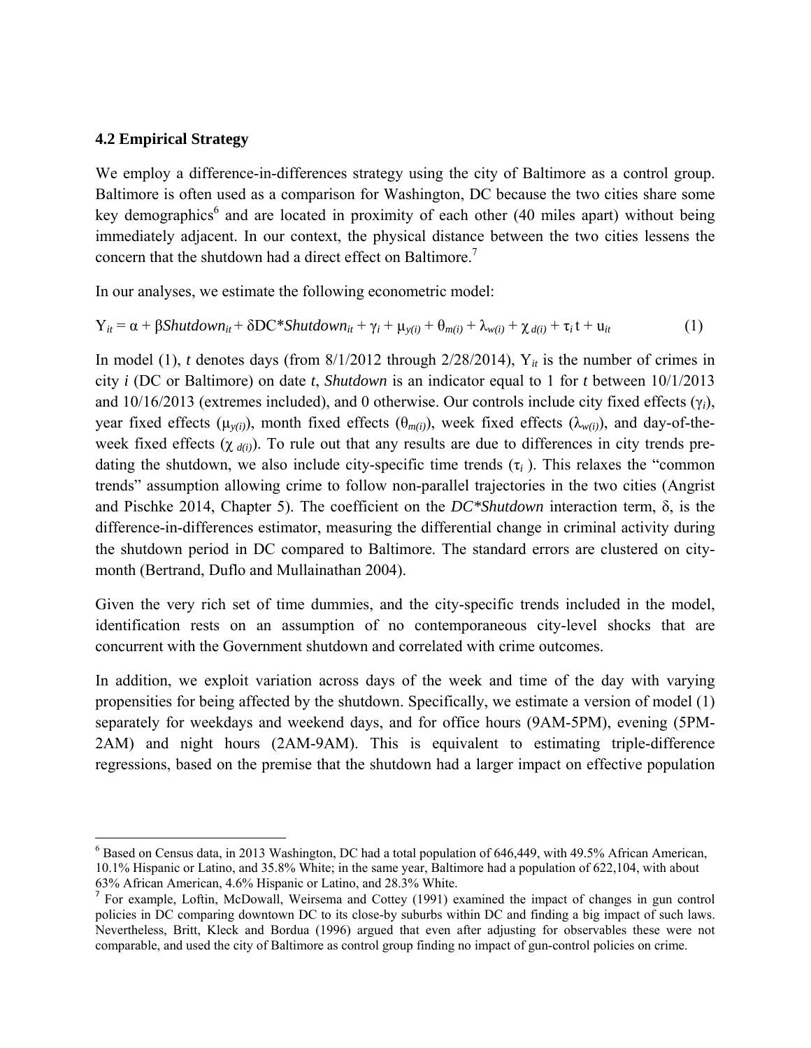### 4.2 Empirical Strategy

We employ a difference-in-differences strategy using the city of Baltimore as a control group. Baltimore is often used as a comparison for Washington, DC because the two cities share some key demographics[6] and are located in proximity of each other (40 miles apart) without being immediately adjacent. In our context, the physical distance between the two cities lessens the concern that the shutdown had a direct effect on Baltimore.[7]

In our analyses, we estimate the following econometric model:

$$Y_{it} = \alpha + \beta Shutdown_{it} + \delta DC*Shutdown_{it} + \gamma_i + \mu_{y(i)} + \theta_{m(i)} + \lambda_{w(i)} + \chi_{d(i)} + \tau_i t + u_{it} \qquad (1)$$

In model (1), $t$ denotes days (from 8/1/2012 through 2/28/2014), $Y_{it}$ is the number of crimes in city $i$ (DC or Baltimore) on date $t$, *Shutdown* is an indicator equal to 1 for $t$ between 10/1/2013 and 10/16/2013 (extremes included), and 0 otherwise. Our controls include city fixed effects ($\gamma_i$), year fixed effects ($\mu_{y(i)}$), month fixed effects ($\theta_{m(i)}$), week fixed effects ($\lambda_{w(i)}$), and day-of-the-week fixed effects ($\chi_{d(i)}$). To rule out that any results are due to differences in city trends pre-dating the shutdown, we also include city-specific time trends ($\tau_i$ ). This relaxes the "common trends" assumption allowing crime to follow non-parallel trajectories in the two cities (Angrist and Pischke 2014, Chapter 5). The coefficient on the *DC*Shutdown* interaction term, $\delta$, is the difference-in-differences estimator, measuring the differential change in criminal activity during the shutdown period in DC compared to Baltimore. The standard errors are clustered on city-month (Bertrand, Duflo and Mullainathan 2004).

Given the very rich set of time dummies, and the city-specific trends included in the model, identification rests on an assumption of no contemporaneous city-level shocks that are concurrent with the Government shutdown and correlated with crime outcomes.

In addition, we exploit variation across days of the week and time of the day with varying propensities for being affected by the shutdown. Specifically, we estimate a version of model (1) separately for weekdays and weekend days, and for office hours (9AM-5PM), evening (5PM-2AM) and night hours (2AM-9AM). This is equivalent to estimating triple-difference regressions, based on the premise that the shutdown had a larger impact on effective population

---

[6] Based on Census data, in 2013 Washington, DC had a total population of 646,449, with 49.5% African American, 10.1% Hispanic or Latino, and 35.8% White; in the same year, Baltimore had a population of 622,104, with about 63% African American, 4.6% Hispanic or Latino, and 28.3% White.

[7] For example, Loftin, McDowall, Weirsema and Cottey (1991) examined the impact of changes in gun control policies in DC comparing downtown DC to its close-by suburbs within DC and finding a big impact of such laws. Nevertheless, Britt, Kleck and Bordua (1996) argued that even after adjusting for observables these were not comparable, and used the city of Baltimore as control group finding no impact of gun-control policies on crime.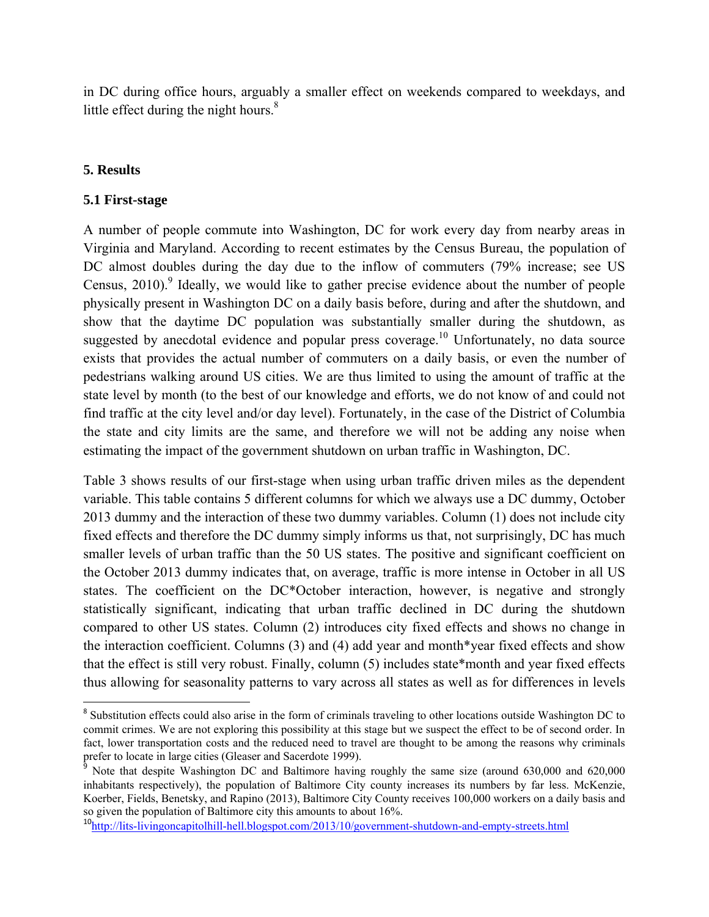in DC during office hours, arguably a smaller effect on weekends compared to weekdays, and little effect during the night hours.[8]

## 5. Results

### 5.1 First-stage

A number of people commute into Washington, DC for work every day from nearby areas in Virginia and Maryland. According to recent estimates by the Census Bureau, the population of DC almost doubles during the day due to the inflow of commuters (79% increase; see US Census, 2010).[9] Ideally, we would like to gather precise evidence about the number of people physically present in Washington DC on a daily basis before, during and after the shutdown, and show that the daytime DC population was substantially smaller during the shutdown, as suggested by anecdotal evidence and popular press coverage.[10] Unfortunately, no data source exists that provides the actual number of commuters on a daily basis, or even the number of pedestrians walking around US cities. We are thus limited to using the amount of traffic at the state level by month (to the best of our knowledge and efforts, we do not know of and could not find traffic at the city level and/or day level). Fortunately, in the case of the District of Columbia the state and city limits are the same, and therefore we will not be adding any noise when estimating the impact of the government shutdown on urban traffic in Washington, DC.

Table 3 shows results of our first-stage when using urban traffic driven miles as the dependent variable. This table contains 5 different columns for which we always use a DC dummy, October 2013 dummy and the interaction of these two dummy variables. Column (1) does not include city fixed effects and therefore the DC dummy simply informs us that, not surprisingly, DC has much smaller levels of urban traffic than the 50 US states. The positive and significant coefficient on the October 2013 dummy indicates that, on average, traffic is more intense in October in all US states. The coefficient on the DC*October interaction, however, is negative and strongly statistically significant, indicating that urban traffic declined in DC during the shutdown compared to other US states. Column (2) introduces city fixed effects and shows no change in the interaction coefficient. Columns (3) and (4) add year and month*year fixed effects and show that the effect is still very robust. Finally, column (5) includes state*month and year fixed effects thus allowing for seasonality patterns to vary across all states as well as for differences in levels

---

[8] Substitution effects could also arise in the form of criminals traveling to other locations outside Washington DC to commit crimes. We are not exploring this possibility at this stage but we suspect the effect to be of second order. In fact, lower transportation costs and the reduced need to travel are thought to be among the reasons why criminals prefer to locate in large cities (Gleaser and Sacerdote 1999).

[9] Note that despite Washington DC and Baltimore having roughly the same size (around 630,000 and 620,000 inhabitants respectively), the population of Baltimore City county increases its numbers by far less. McKenzie, Koerber, Fields, Benetsky, and Rapino (2013), Baltimore City County receives 100,000 workers on a daily basis and so given the population of Baltimore city this amounts to about 16%.

[10] http://lits-livingoncapitolhill-hell.blogspot.com/2013/10/government-shutdown-and-empty-streets.html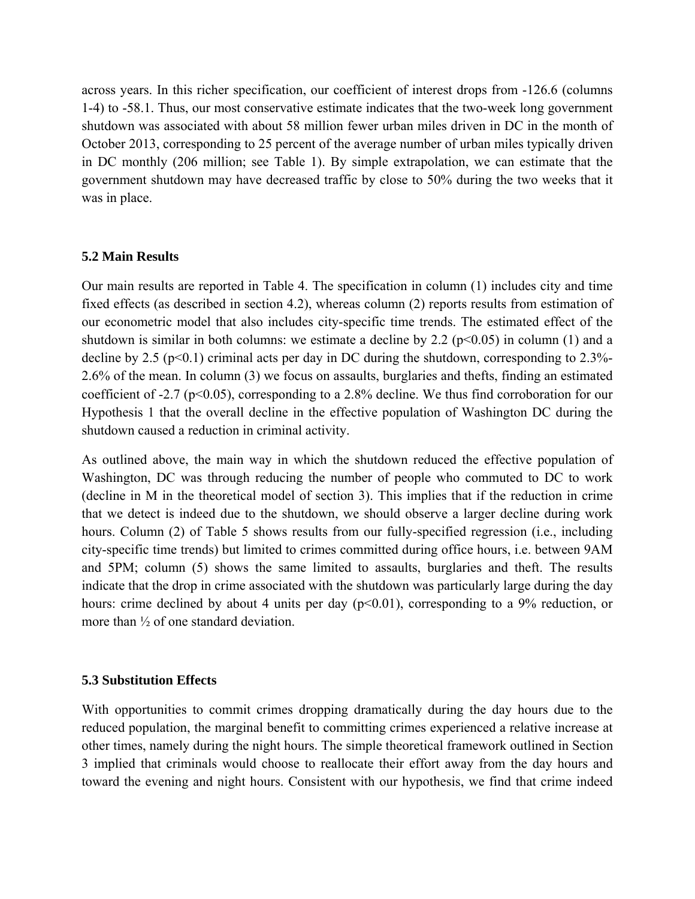across years. In this richer specification, our coefficient of interest drops from -126.6 (columns 1-4) to -58.1. Thus, our most conservative estimate indicates that the two-week long government shutdown was associated with about 58 million fewer urban miles driven in DC in the month of October 2013, corresponding to 25 percent of the average number of urban miles typically driven in DC monthly (206 million; see Table 1). By simple extrapolation, we can estimate that the government shutdown may have decreased traffic by close to 50% during the two weeks that it was in place.

### 5.2 Main Results

Our main results are reported in Table 4. The specification in column (1) includes city and time fixed effects (as described in section 4.2), whereas column (2) reports results from estimation of our econometric model that also includes city-specific time trends. The estimated effect of the shutdown is similar in both columns: we estimate a decline by 2.2 ($p<0.05$) in column (1) and a decline by 2.5 ($p<0.1$) criminal acts per day in DC during the shutdown, corresponding to 2.3%-2.6% of the mean. In column (3) we focus on assaults, burglaries and thefts, finding an estimated coefficient of -2.7 ($p<0.05$), corresponding to a 2.8% decline. We thus find corroboration for our Hypothesis 1 that the overall decline in the effective population of Washington DC during the shutdown caused a reduction in criminal activity.

As outlined above, the main way in which the shutdown reduced the effective population of Washington, DC was through reducing the number of people who commuted to DC to work (decline in M in the theoretical model of section 3). This implies that if the reduction in crime that we detect is indeed due to the shutdown, we should observe a larger decline during work hours. Column (2) of Table 5 shows results from our fully-specified regression (i.e., including city-specific time trends) but limited to crimes committed during office hours, i.e. between 9AM and 5PM; column (5) shows the same limited to assaults, burglaries and theft. The results indicate that the drop in crime associated with the shutdown was particularly large during the day hours: crime declined by about 4 units per day ($p<0.01$), corresponding to a 9% reduction, or more than ½ of one standard deviation.

### 5.3 Substitution Effects

With opportunities to commit crimes dropping dramatically during the day hours due to the reduced population, the marginal benefit to committing crimes experienced a relative increase at other times, namely during the night hours. The simple theoretical framework outlined in Section 3 implied that criminals would choose to reallocate their effort away from the day hours and toward the evening and night hours. Consistent with our hypothesis, we find that crime indeed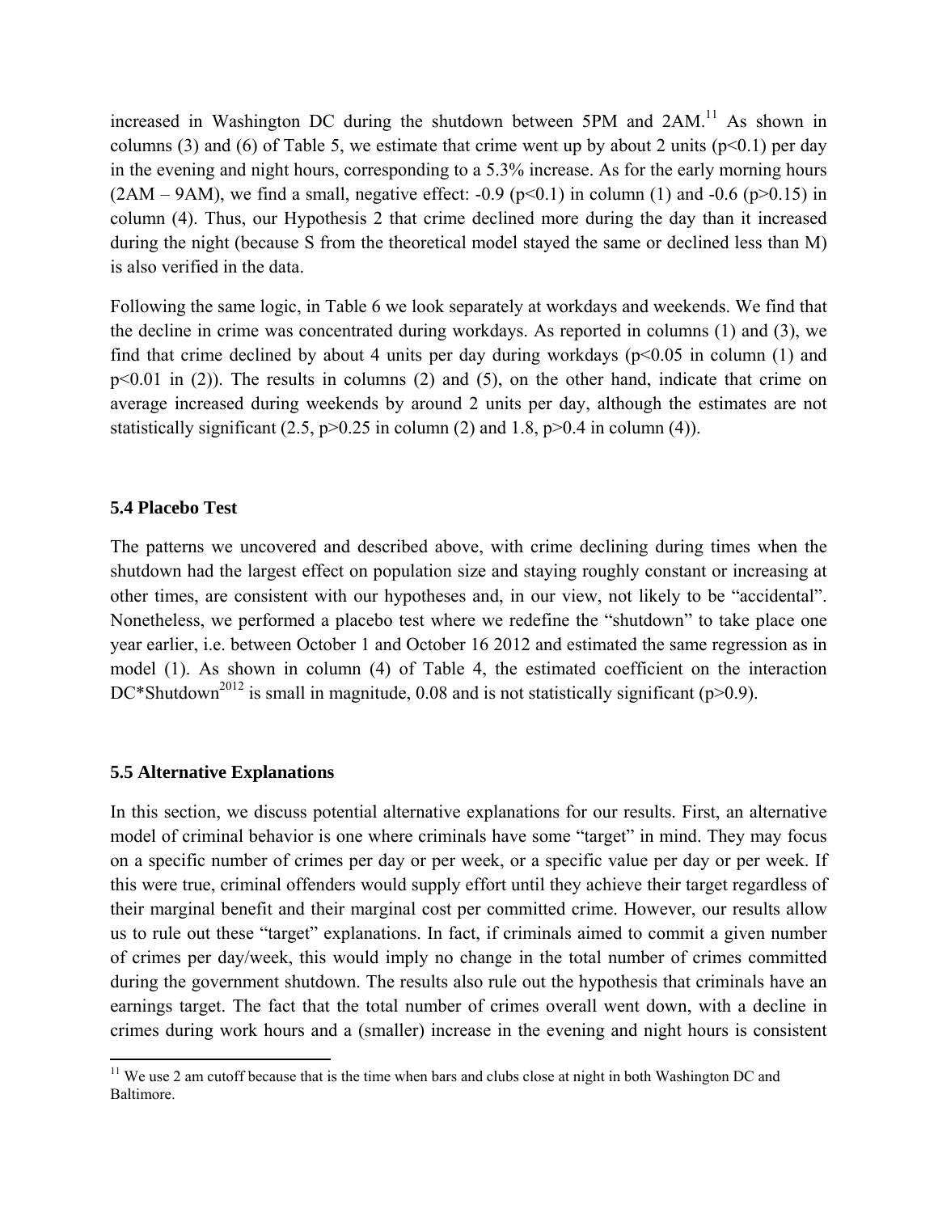increased in Washington DC during the shutdown between 5PM and 2AM.[11] As shown in columns (3) and (6) of Table 5, we estimate that crime went up by about 2 units ($p<0.1$) per day in the evening and night hours, corresponding to a 5.3% increase. As for the early morning hours (2AM – 9AM), we find a small, negative effect: -0.9 ($p<0.1$) in column (1) and -0.6 ($p>0.15$) in column (4). Thus, our Hypothesis 2 that crime declined more during the day than it increased during the night (because S from the theoretical model stayed the same or declined less than M) is also verified in the data.

Following the same logic, in Table 6 we look separately at workdays and weekends. We find that the decline in crime was concentrated during workdays. As reported in columns (1) and (3), we find that crime declined by about 4 units per day during workdays ($p<0.05$ in column (1) and $p<0.01$ in (2)). The results in columns (2) and (5), on the other hand, indicate that crime on average increased during weekends by around 2 units per day, although the estimates are not statistically significant (2.5, $p>0.25$ in column (2) and 1.8, $p>0.4$ in column (4)).

### 5.4 Placebo Test

The patterns we uncovered and described above, with crime declining during times when the shutdown had the largest effect on population size and staying roughly constant or increasing at other times, are consistent with our hypotheses and, in our view, not likely to be "accidental". Nonetheless, we performed a placebo test where we redefine the "shutdown" to take place one year earlier, i.e. between October 1 and October 16 2012 and estimated the same regression as in model (1). As shown in column (4) of Table 4, the estimated coefficient on the interaction $DC*Shutdown^{2012}$ is small in magnitude, 0.08 and is not statistically significant ($p>0.9$).

### 5.5 Alternative Explanations

In this section, we discuss potential alternative explanations for our results. First, an alternative model of criminal behavior is one where criminals have some "target" in mind. They may focus on a specific number of crimes per day or per week, or a specific value per day or per week. If this were true, criminal offenders would supply effort until they achieve their target regardless of their marginal benefit and their marginal cost per committed crime. However, our results allow us to rule out these "target" explanations. In fact, if criminals aimed to commit a given number of crimes per day/week, this would imply no change in the total number of crimes committed during the government shutdown. The results also rule out the hypothesis that criminals have an earnings target. The fact that the total number of crimes overall went down, with a decline in crimes during work hours and a (smaller) increase in the evening and night hours is consistent

[11] We use 2 am cutoff because that is the time when bars and clubs close at night in both Washington DC and Baltimore.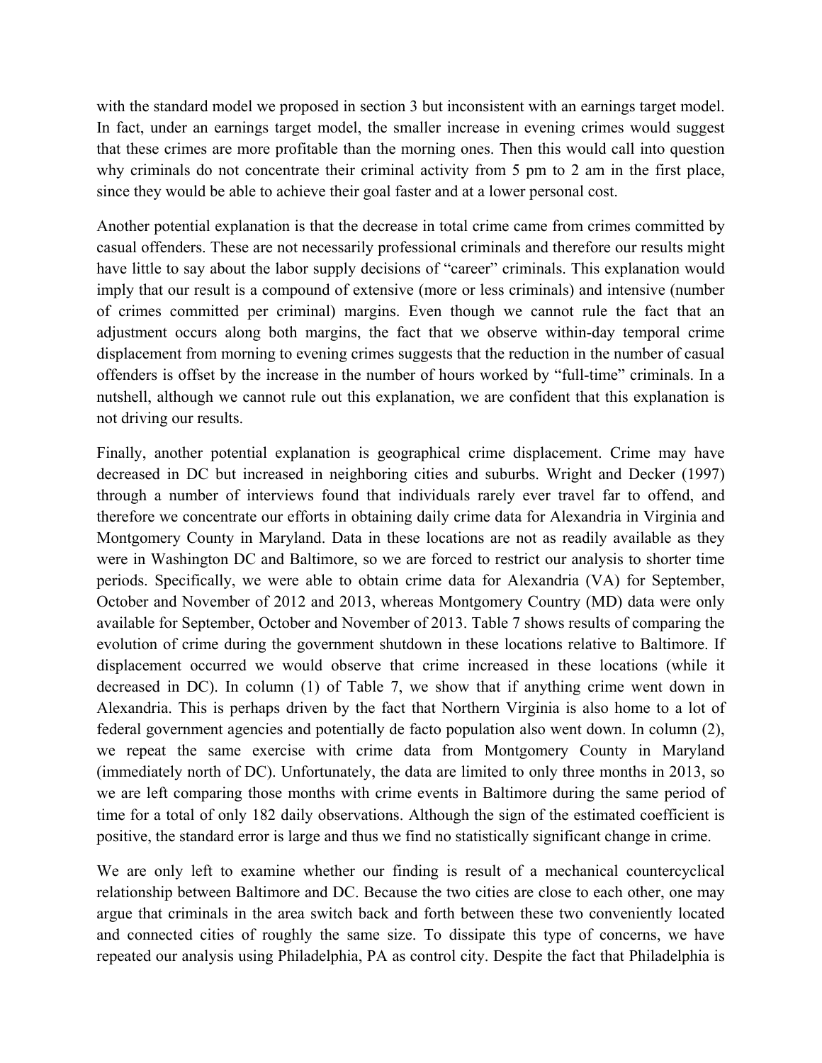with the standard model we proposed in section 3 but inconsistent with an earnings target model. In fact, under an earnings target model, the smaller increase in evening crimes would suggest that these crimes are more profitable than the morning ones. Then this would call into question why criminals do not concentrate their criminal activity from 5 pm to 2 am in the first place, since they would be able to achieve their goal faster and at a lower personal cost.

Another potential explanation is that the decrease in total crime came from crimes committed by casual offenders. These are not necessarily professional criminals and therefore our results might have little to say about the labor supply decisions of "career" criminals. This explanation would imply that our result is a compound of extensive (more or less criminals) and intensive (number of crimes committed per criminal) margins. Even though we cannot rule the fact that an adjustment occurs along both margins, the fact that we observe within-day temporal crime displacement from morning to evening crimes suggests that the reduction in the number of casual offenders is offset by the increase in the number of hours worked by "full-time" criminals. In a nutshell, although we cannot rule out this explanation, we are confident that this explanation is not driving our results.

Finally, another potential explanation is geographical crime displacement. Crime may have decreased in DC but increased in neighboring cities and suburbs. Wright and Decker (1997) through a number of interviews found that individuals rarely ever travel far to offend, and therefore we concentrate our efforts in obtaining daily crime data for Alexandria in Virginia and Montgomery County in Maryland. Data in these locations are not as readily available as they were in Washington DC and Baltimore, so we are forced to restrict our analysis to shorter time periods. Specifically, we were able to obtain crime data for Alexandria (VA) for September, October and November of 2012 and 2013, whereas Montgomery Country (MD) data were only available for September, October and November of 2013. Table 7 shows results of comparing the evolution of crime during the government shutdown in these locations relative to Baltimore. If displacement occurred we would observe that crime increased in these locations (while it decreased in DC). In column (1) of Table 7, we show that if anything crime went down in Alexandria. This is perhaps driven by the fact that Northern Virginia is also home to a lot of federal government agencies and potentially de facto population also went down. In column (2), we repeat the same exercise with crime data from Montgomery County in Maryland (immediately north of DC). Unfortunately, the data are limited to only three months in 2013, so we are left comparing those months with crime events in Baltimore during the same period of time for a total of only 182 daily observations. Although the sign of the estimated coefficient is positive, the standard error is large and thus we find no statistically significant change in crime.

We are only left to examine whether our finding is result of a mechanical countercyclical relationship between Baltimore and DC. Because the two cities are close to each other, one may argue that criminals in the area switch back and forth between these two conveniently located and connected cities of roughly the same size. To dissipate this type of concerns, we have repeated our analysis using Philadelphia, PA as control city. Despite the fact that Philadelphia is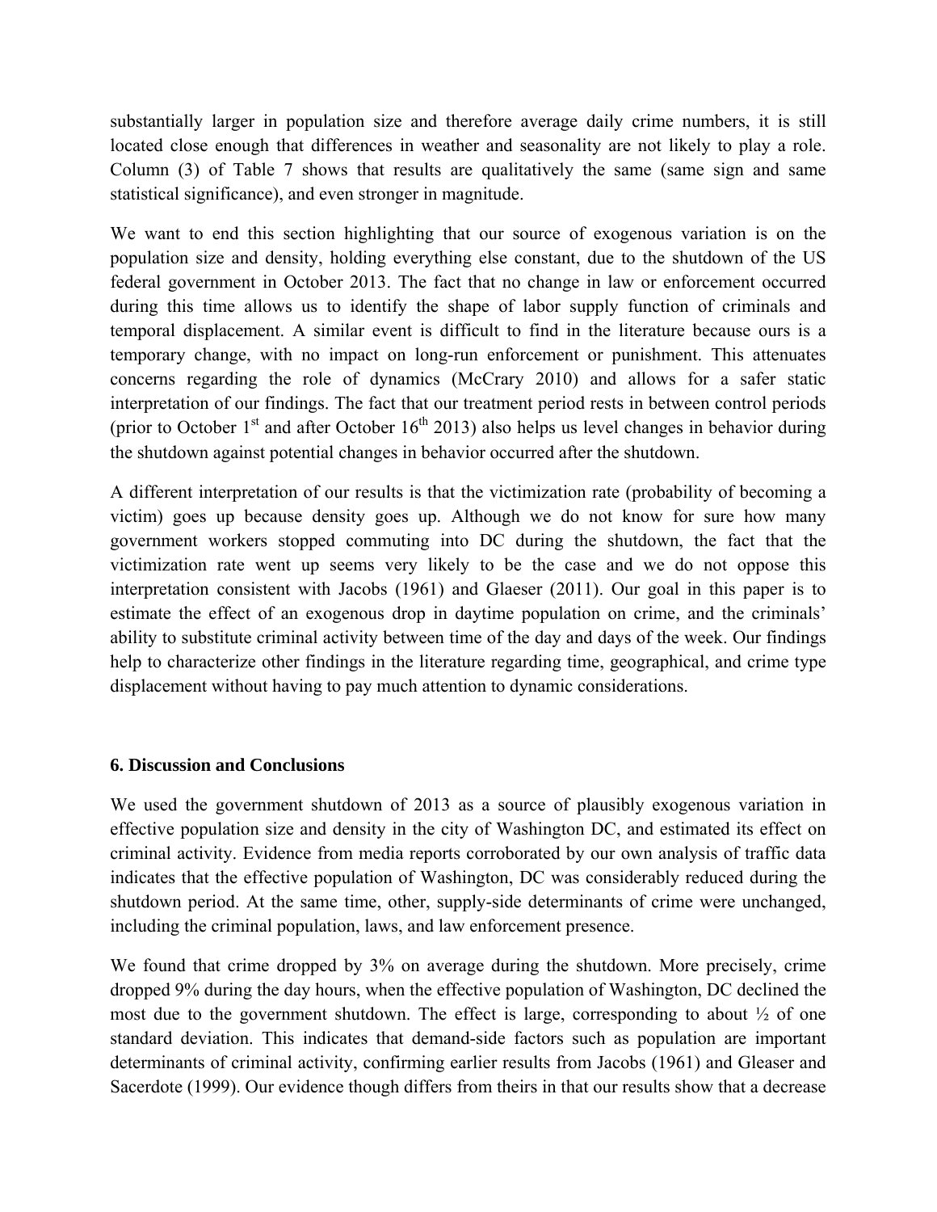substantially larger in population size and therefore average daily crime numbers, it is still located close enough that differences in weather and seasonality are not likely to play a role. Column (3) of Table 7 shows that results are qualitatively the same (same sign and same statistical significance), and even stronger in magnitude.

We want to end this section highlighting that our source of exogenous variation is on the population size and density, holding everything else constant, due to the shutdown of the US federal government in October 2013. The fact that no change in law or enforcement occurred during this time allows us to identify the shape of labor supply function of criminals and temporal displacement. A similar event is difficult to find in the literature because ours is a temporary change, with no impact on long-run enforcement or punishment. This attenuates concerns regarding the role of dynamics (McCrary 2010) and allows for a safer static interpretation of our findings. The fact that our treatment period rests in between control periods (prior to October 1st and after October 16th 2013) also helps us level changes in behavior during the shutdown against potential changes in behavior occurred after the shutdown.

A different interpretation of our results is that the victimization rate (probability of becoming a victim) goes up because density goes up. Although we do not know for sure how many government workers stopped commuting into DC during the shutdown, the fact that the victimization rate went up seems very likely to be the case and we do not oppose this interpretation consistent with Jacobs (1961) and Glaeser (2011). Our goal in this paper is to estimate the effect of an exogenous drop in daytime population on crime, and the criminals' ability to substitute criminal activity between time of the day and days of the week. Our findings help to characterize other findings in the literature regarding time, geographical, and crime type displacement without having to pay much attention to dynamic considerations.

## 6. Discussion and Conclusions

We used the government shutdown of 2013 as a source of plausibly exogenous variation in effective population size and density in the city of Washington DC, and estimated its effect on criminal activity. Evidence from media reports corroborated by our own analysis of traffic data indicates that the effective population of Washington, DC was considerably reduced during the shutdown period. At the same time, other, supply-side determinants of crime were unchanged, including the criminal population, laws, and law enforcement presence.

We found that crime dropped by 3% on average during the shutdown. More precisely, crime dropped 9% during the day hours, when the effective population of Washington, DC declined the most due to the government shutdown. The effect is large, corresponding to about ½ of one standard deviation. This indicates that demand-side factors such as population are important determinants of criminal activity, confirming earlier results from Jacobs (1961) and Gleaser and Sacerdote (1999). Our evidence though differs from theirs in that our results show that a decrease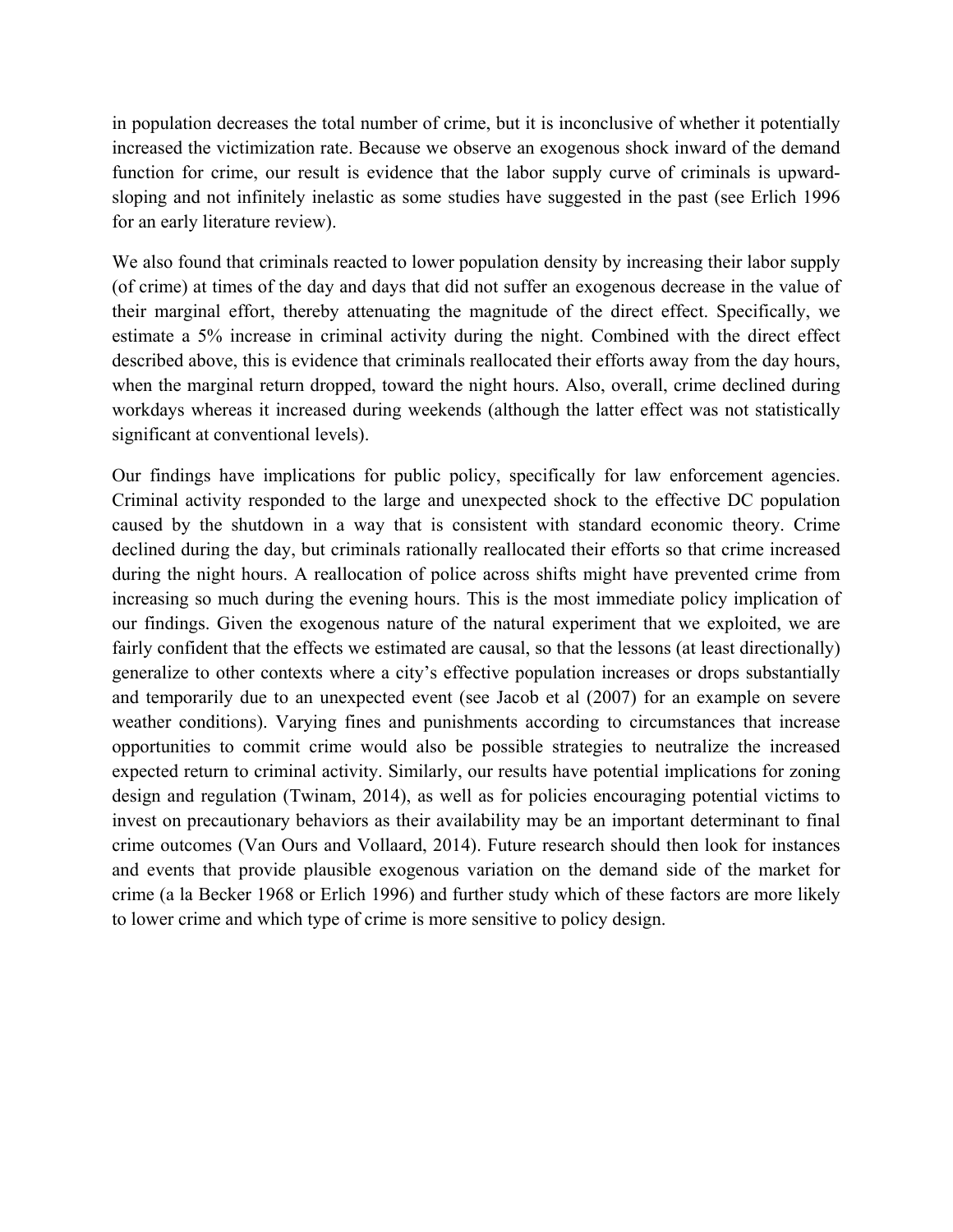in population decreases the total number of crime, but it is inconclusive of whether it potentially increased the victimization rate. Because we observe an exogenous shock inward of the demand function for crime, our result is evidence that the labor supply curve of criminals is upward-sloping and not infinitely inelastic as some studies have suggested in the past (see Erlich 1996 for an early literature review).

We also found that criminals reacted to lower population density by increasing their labor supply (of crime) at times of the day and days that did not suffer an exogenous decrease in the value of their marginal effort, thereby attenuating the magnitude of the direct effect. Specifically, we estimate a 5% increase in criminal activity during the night. Combined with the direct effect described above, this is evidence that criminals reallocated their efforts away from the day hours, when the marginal return dropped, toward the night hours. Also, overall, crime declined during workdays whereas it increased during weekends (although the latter effect was not statistically significant at conventional levels).

Our findings have implications for public policy, specifically for law enforcement agencies. Criminal activity responded to the large and unexpected shock to the effective DC population caused by the shutdown in a way that is consistent with standard economic theory. Crime declined during the day, but criminals rationally reallocated their efforts so that crime increased during the night hours. A reallocation of police across shifts might have prevented crime from increasing so much during the evening hours. This is the most immediate policy implication of our findings. Given the exogenous nature of the natural experiment that we exploited, we are fairly confident that the effects we estimated are causal, so that the lessons (at least directionally) generalize to other contexts where a city's effective population increases or drops substantially and temporarily due to an unexpected event (see Jacob et al (2007) for an example on severe weather conditions). Varying fines and punishments according to circumstances that increase opportunities to commit crime would also be possible strategies to neutralize the increased expected return to criminal activity. Similarly, our results have potential implications for zoning design and regulation (Twinam, 2014), as well as for policies encouraging potential victims to invest on precautionary behaviors as their availability may be an important determinant to final crime outcomes (Van Ours and Vollaard, 2014). Future research should then look for instances and events that provide plausible exogenous variation on the demand side of the market for crime (a la Becker 1968 or Erlich 1996) and further study which of these factors are more likely to lower crime and which type of crime is more sensitive to policy design.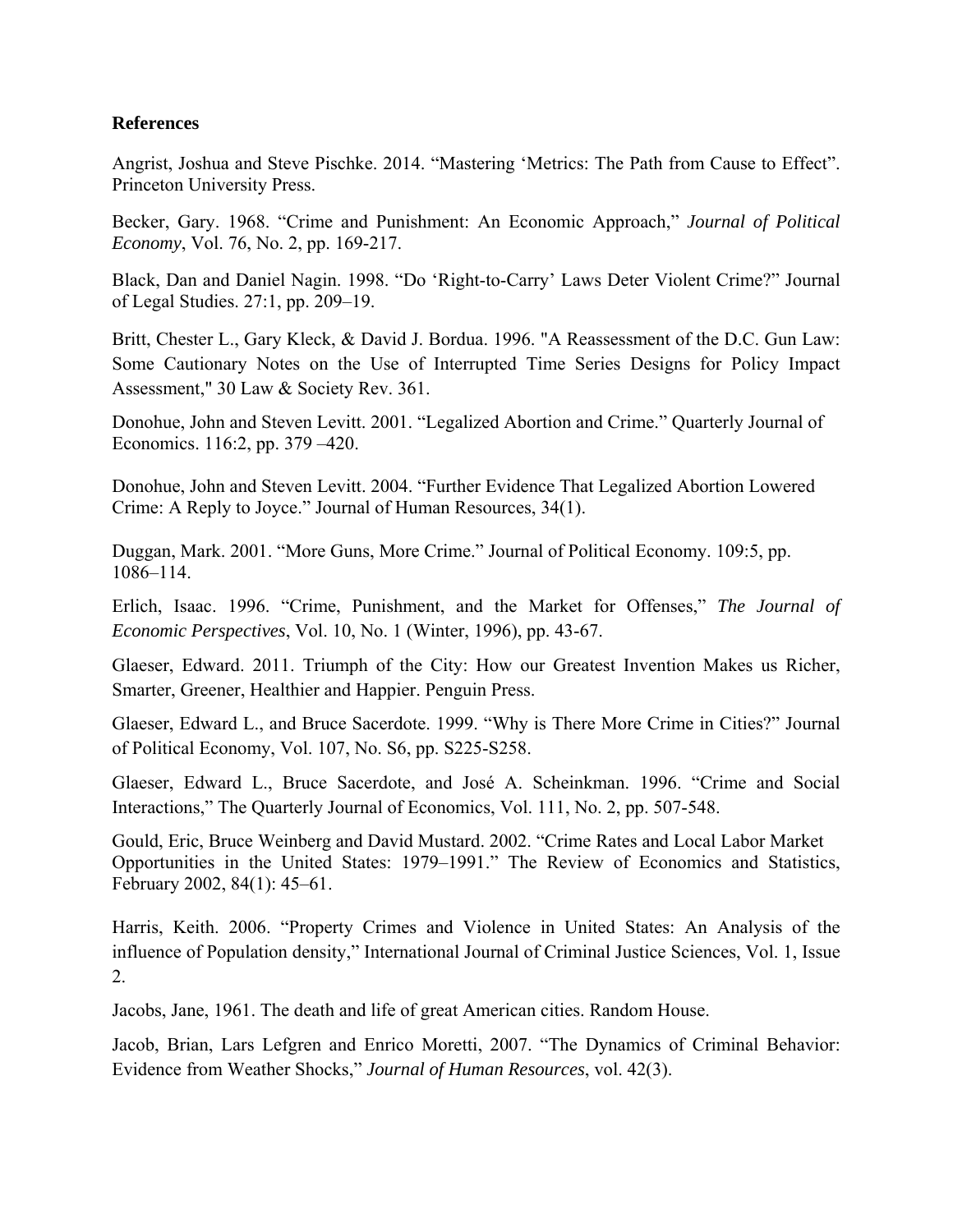**References**

Angrist, Joshua and Steve Pischke. 2014. "Mastering 'Metrics: The Path from Cause to Effect". Princeton University Press.

Becker, Gary. 1968. "Crime and Punishment: An Economic Approach," *Journal of Political Economy*, Vol. 76, No. 2, pp. 169-217.

Black, Dan and Daniel Nagin. 1998. "Do 'Right-to-Carry' Laws Deter Violent Crime?" Journal of Legal Studies. 27:1, pp. 209–19.

Britt, Chester L., Gary Kleck, & David J. Bordua. 1996. "A Reassessment of the D.C. Gun Law: Some Cautionary Notes on the Use of Interrupted Time Series Designs for Policy Impact Assessment," 30 Law & Society Rev. 361.

Donohue, John and Steven Levitt. 2001. "Legalized Abortion and Crime." Quarterly Journal of Economics. 116:2, pp. 379 –420.

Donohue, John and Steven Levitt. 2004. "Further Evidence That Legalized Abortion Lowered Crime: A Reply to Joyce." Journal of Human Resources, 34(1).

Duggan, Mark. 2001. "More Guns, More Crime." Journal of Political Economy. 109:5, pp. 1086–114.

Erlich, Isaac. 1996. "Crime, Punishment, and the Market for Offenses," *The Journal of Economic Perspectives*, Vol. 10, No. 1 (Winter, 1996), pp. 43-67.

Glaeser, Edward. 2011. Triumph of the City: How our Greatest Invention Makes us Richer, Smarter, Greener, Healthier and Happier. Penguin Press.

Glaeser, Edward L., and Bruce Sacerdote. 1999. "Why is There More Crime in Cities?" Journal of Political Economy, Vol. 107, No. S6, pp. S225-S258.

Glaeser, Edward L., Bruce Sacerdote, and José A. Scheinkman. 1996. "Crime and Social Interactions," The Quarterly Journal of Economics, Vol. 111, No. 2, pp. 507-548.

Gould, Eric, Bruce Weinberg and David Mustard. 2002. "Crime Rates and Local Labor Market Opportunities in the United States: 1979–1991." The Review of Economics and Statistics, February 2002, 84(1): 45–61.

Harris, Keith. 2006. "Property Crimes and Violence in United States: An Analysis of the influence of Population density," International Journal of Criminal Justice Sciences, Vol. 1, Issue 2.

Jacobs, Jane, 1961. The death and life of great American cities. Random House.

Jacob, Brian, Lars Lefgren and Enrico Moretti, 2007. "The Dynamics of Criminal Behavior: Evidence from Weather Shocks," *Journal of Human Resources*, vol. 42(3).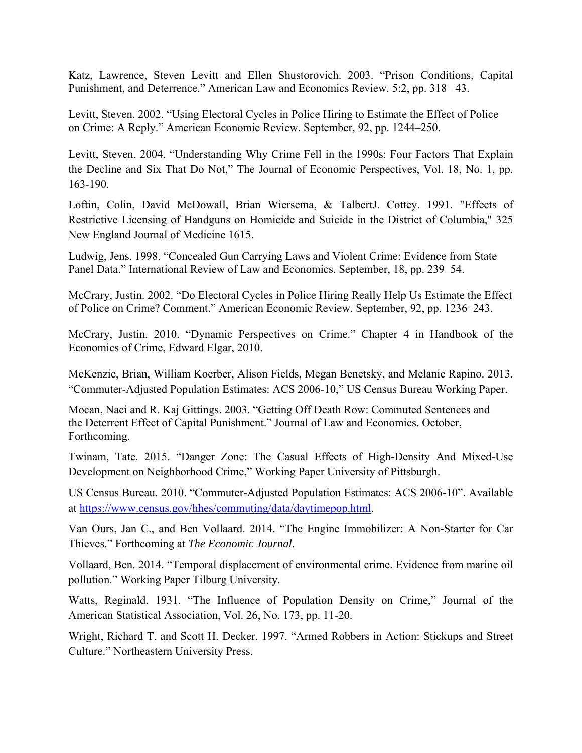Katz, Lawrence, Steven Levitt and Ellen Shustorovich. 2003. "Prison Conditions, Capital Punishment, and Deterrence." American Law and Economics Review. 5:2, pp. 318– 43.

Levitt, Steven. 2002. "Using Electoral Cycles in Police Hiring to Estimate the Effect of Police on Crime: A Reply." American Economic Review. September, 92, pp. 1244–250.

Levitt, Steven. 2004. "Understanding Why Crime Fell in the 1990s: Four Factors That Explain the Decline and Six That Do Not," The Journal of Economic Perspectives, Vol. 18, No. 1, pp. 163-190.

Loftin, Colin, David McDowall, Brian Wiersema, & TalbertJ. Cottey. 1991. "Effects of Restrictive Licensing of Handguns on Homicide and Suicide in the District of Columbia," 325 New England Journal of Medicine 1615.

Ludwig, Jens. 1998. "Concealed Gun Carrying Laws and Violent Crime: Evidence from State Panel Data." International Review of Law and Economics. September, 18, pp. 239–54.

McCrary, Justin. 2002. "Do Electoral Cycles in Police Hiring Really Help Us Estimate the Effect of Police on Crime? Comment." American Economic Review. September, 92, pp. 1236–243.

McCrary, Justin. 2010. "Dynamic Perspectives on Crime." Chapter 4 in Handbook of the Economics of Crime, Edward Elgar, 2010.

McKenzie, Brian, William Koerber, Alison Fields, Megan Benetsky, and Melanie Rapino. 2013. "Commuter-Adjusted Population Estimates: ACS 2006-10," US Census Bureau Working Paper.

Mocan, Naci and R. Kaj Gittings. 2003. "Getting Off Death Row: Commuted Sentences and the Deterrent Effect of Capital Punishment." Journal of Law and Economics. October, Forthcoming.

Twinam, Tate. 2015. "Danger Zone: The Casual Effects of High-Density And Mixed-Use Development on Neighborhood Crime," Working Paper University of Pittsburgh.

US Census Bureau. 2010. "Commuter-Adjusted Population Estimates: ACS 2006-10". Available at https://www.census.gov/hhes/commuting/data/daytimepop.html.

Van Ours, Jan C., and Ben Vollaard. 2014. "The Engine Immobilizer: A Non-Starter for Car Thieves." Forthcoming at *The Economic Journal*.

Vollaard, Ben. 2014. "Temporal displacement of environmental crime. Evidence from marine oil pollution." Working Paper Tilburg University.

Watts, Reginald. 1931. "The Influence of Population Density on Crime," Journal of the American Statistical Association, Vol. 26, No. 173, pp. 11-20.

Wright, Richard T. and Scott H. Decker. 1997. "Armed Robbers in Action: Stickups and Street Culture." Northeastern University Press.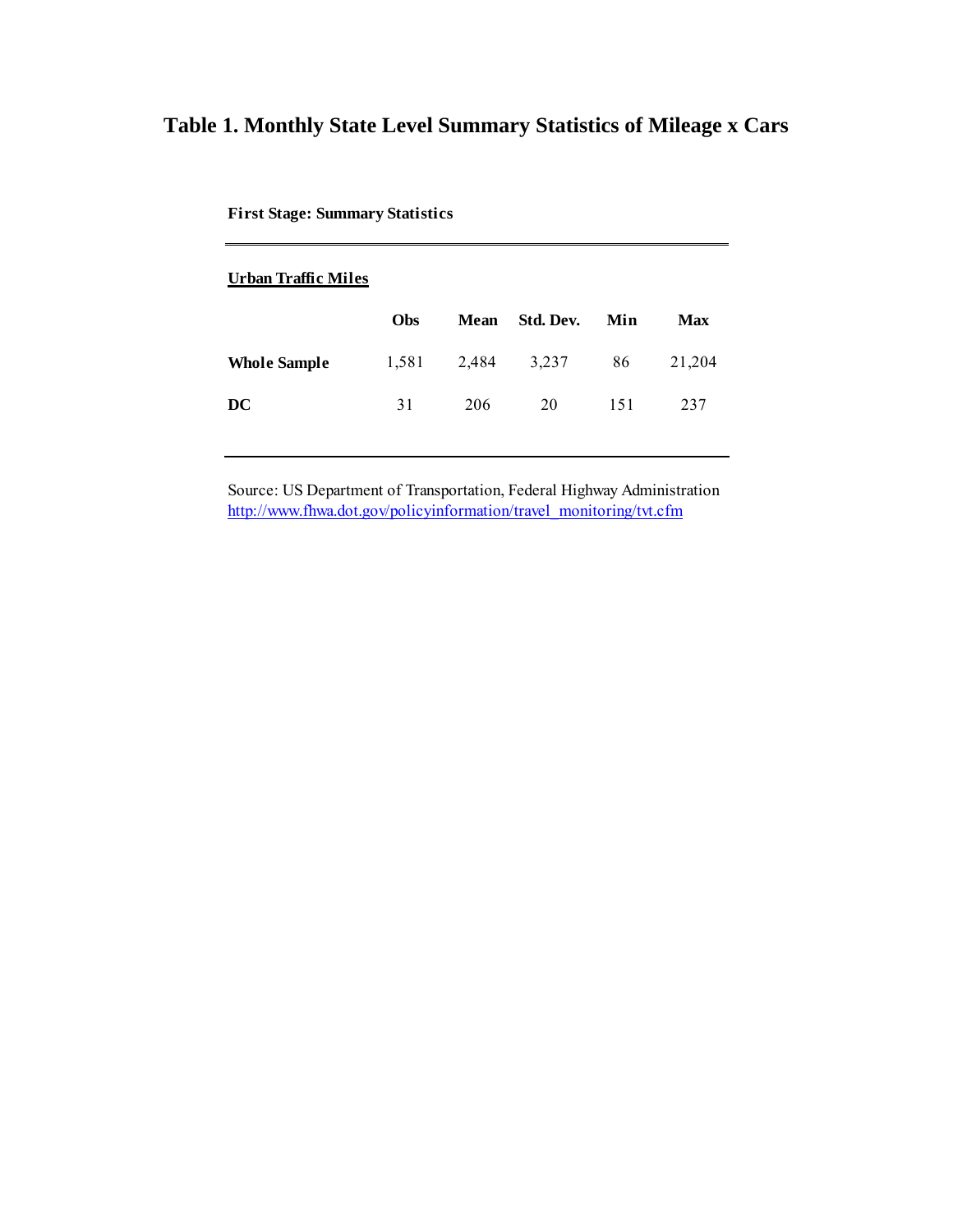# Table 1. Monthly State Level Summary Statistics of Mileage x Cars

**First Stage: Summary Statistics**

**Urban Traffic Miles**

| | Obs | Mean | Std. Dev. | Min | Max |
|---|---|---|---|---|---|
| **Whole Sample** | 1,581 | 2,484 | 3,237 | 86 | 21,204 |
| **DC** | 31 | 206 | 20 | 151 | 237 |

Source: US Department of Transportation, Federal Highway Administration
http://www.fhwa.dot.gov/policyinformation/travel_monitoring/tvt.cfm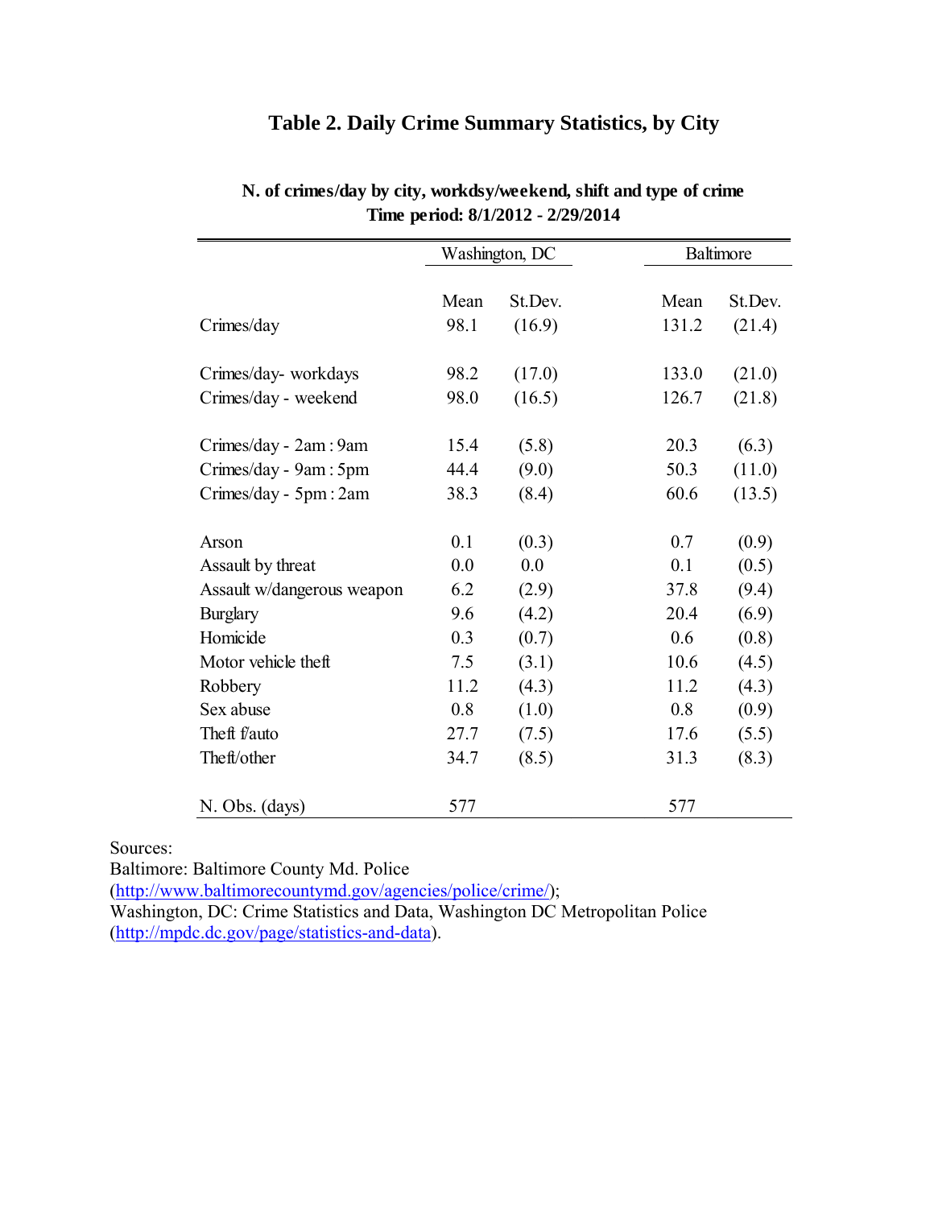# Table 2. Daily Crime Summary Statistics, by City

**N. of crimes/day by city, workdsy/weekend, shift and type of crime**
**Time period: 8/1/2012 - 2/29/2014**

| | Washington, DC | | Baltimore | |
|---|---|---|---|---|
| | Mean | St.Dev. | Mean | St.Dev. |
| Crimes/day | 98.1 | (16.9) | 131.2 | (21.4) |
| Crimes/day- workdays | 98.2 | (17.0) | 133.0 | (21.0) |
| Crimes/day - weekend | 98.0 | (16.5) | 126.7 | (21.8) |
| Crimes/day - 2am : 9am | 15.4 | (5.8) | 20.3 | (6.3) |
| Crimes/day - 9am : 5pm | 44.4 | (9.0) | 50.3 | (11.0) |
| Crimes/day - 5pm : 2am | 38.3 | (8.4) | 60.6 | (13.5) |
| Arson | 0.1 | (0.3) | 0.7 | (0.9) |
| Assault by threat | 0.0 | 0.0 | 0.1 | (0.5) |
| Assault w/dangerous weapon | 6.2 | (2.9) | 37.8 | (9.4) |
| Burglary | 9.6 | (4.2) | 20.4 | (6.9) |
| Homicide | 0.3 | (0.7) | 0.6 | (0.8) |
| Motor vehicle theft | 7.5 | (3.1) | 10.6 | (4.5) |
| Robbery | 11.2 | (4.3) | 11.2 | (4.3) |
| Sex abuse | 0.8 | (1.0) | 0.8 | (0.9) |
| Theft f/auto | 27.7 | (7.5) | 17.6 | (5.5) |
| Theft/other | 34.7 | (8.5) | 31.3 | (8.3) |
| N. Obs. (days) | 577 | | 577 | |

Sources:
Baltimore: Baltimore County Md. Police
(http://www.baltimorecountymd.gov/agencies/police/crime/);
Washington, DC: Crime Statistics and Data, Washington DC Metropolitan Police
(http://mpdc.dc.gov/page/statistics-and-data).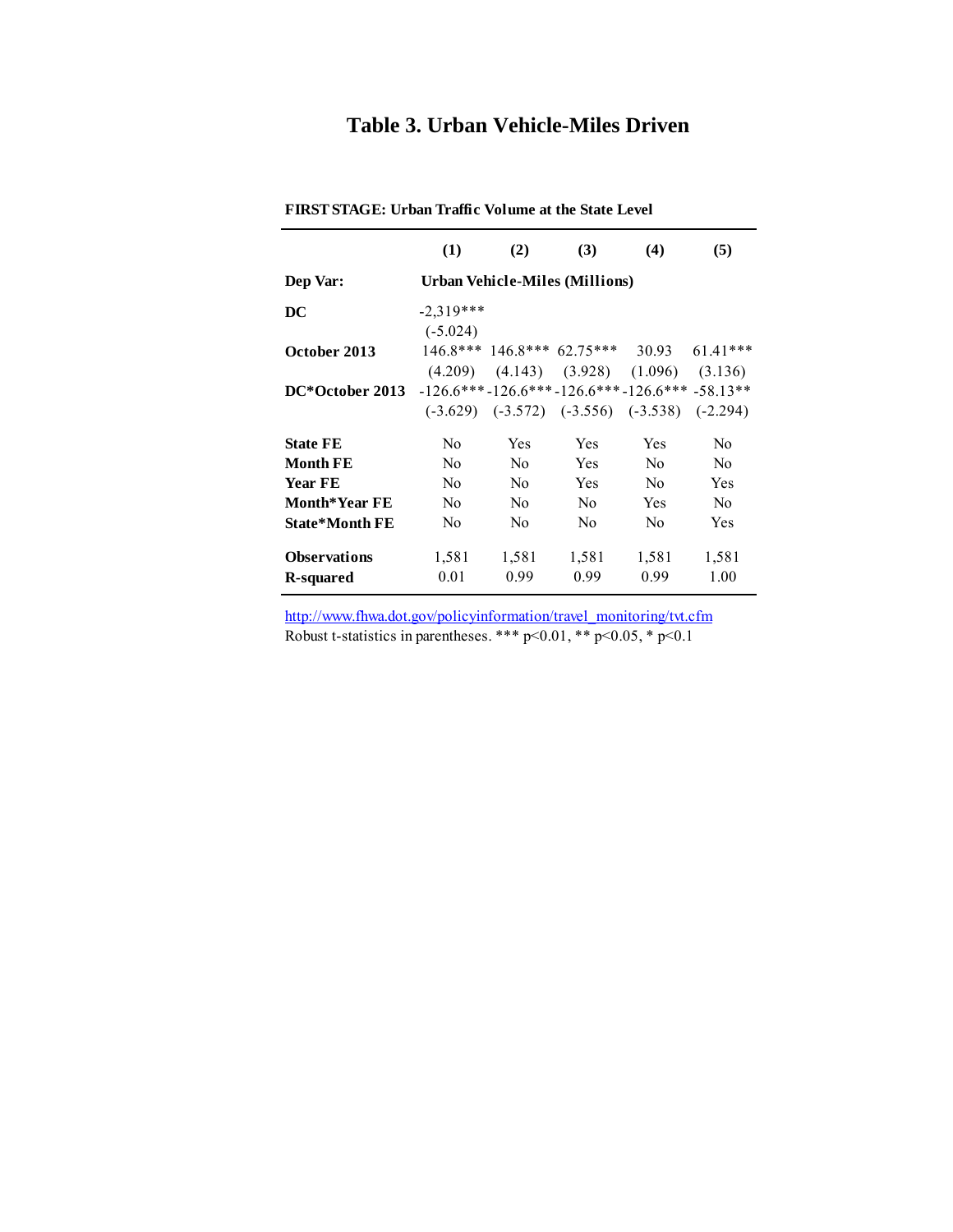# Table 3. Urban Vehicle-Miles Driven

**FIRST STAGE: Urban Traffic Volume at the State Level**

| | (1) | (2) | (3) | (4) | (5) |
|---|---|---|---|---|---|
| **Dep Var:** | **Urban Vehicle-Miles (Millions)** | | | | |
| **DC** | -2,319*** | | | | |
| | (-5.024) | | | | |
| **October 2013** | 146.8*** | 146.8*** | 62.75*** | 30.93 | 61.41*** |
| | (4.209) | (4.143) | (3.928) | (1.096) | (3.136) |
| **DC*October 2013** | -126.6*** | -126.6*** | -126.6*** | -126.6*** | -58.13** |
| | (-3.629) | (-3.572) | (-3.556) | (-3.538) | (-2.294) |
| **State FE** | No | Yes | Yes | Yes | No |
| **Month FE** | No | No | Yes | No | No |
| **Year FE** | No | No | Yes | No | Yes |
| **Month*Year FE** | No | No | No | Yes | No |
| **State*Month FE** | No | No | No | No | Yes |
| **Observations** | 1,581 | 1,581 | 1,581 | 1,581 | 1,581 |
| **R-squared** | 0.01 | 0.99 | 0.99 | 0.99 | 1.00 |

http://www.fhwa.dot.gov/policyinformation/travel_monitoring/tvt.cfm

Robust t-statistics in parentheses. *** p<0.01, ** p<0.05, * p<0.1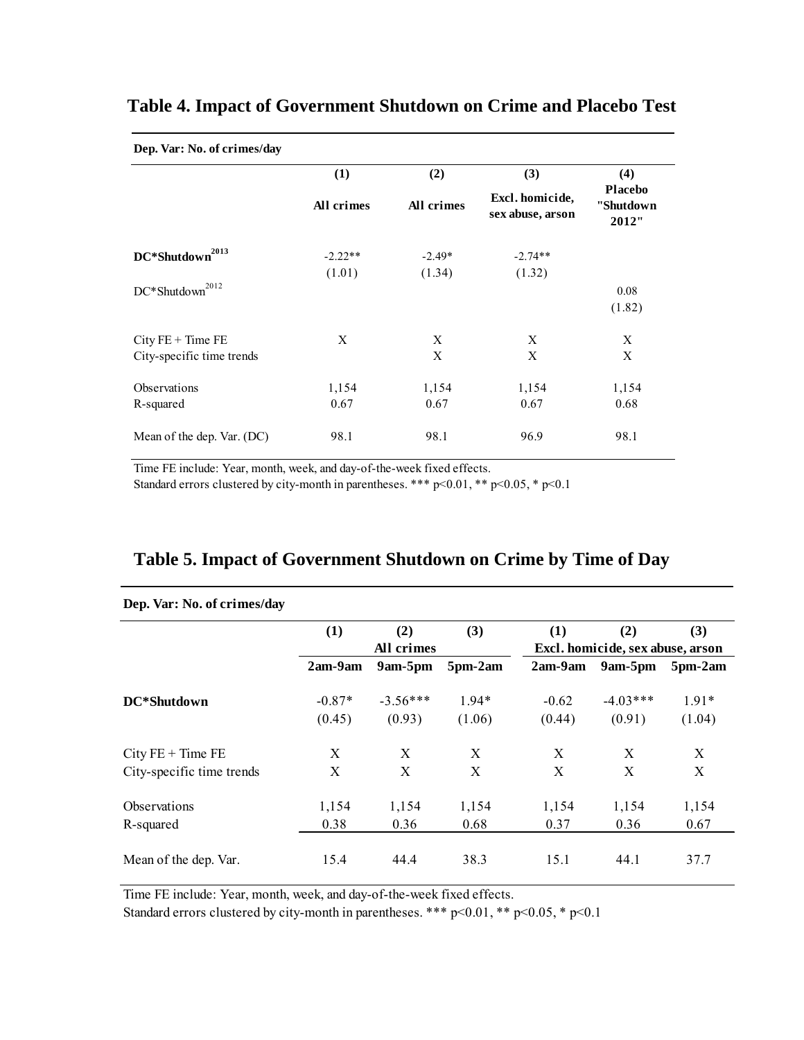## Table 4. Impact of Government Shutdown on Crime and Placebo Test

| Dep. Var: No. of crimes/day | (1) | (2) | (3) | (4) |
|---|---|---|---|---|
| | All crimes | All crimes | Excl. homicide, sex abuse, arson | Placebo "Shutdown 2012" |
| **DC*Shutdown$^{2013}$** | -2.22** | -2.49* | -2.74** | |
| | (1.01) | (1.34) | (1.32) | |
| DC*Shutdown$^{2012}$ | | | | 0.08 |
| | | | | (1.82) |
| City FE + Time FE | X | X | X | X |
| City-specific time trends | | X | X | X |
| Observations | 1,154 | 1,154 | 1,154 | 1,154 |
| R-squared | 0.67 | 0.67 | 0.67 | 0.68 |
| Mean of the dep. Var. (DC) | 98.1 | 98.1 | 96.9 | 98.1 |

Time FE include: Year, month, week, and day-of-the-week fixed effects.
Standard errors clustered by city-month in parentheses. *** p<0.01, ** p<0.05, * p<0.1

## Table 5. Impact of Government Shutdown on Crime by Time of Day

| Dep. Var: No. of crimes/day | (1) | (2) | (3) | (1) | (2) | (3) |
|---|---|---|---|---|---|---|
| | All crimes | | | Excl. homicide, sex abuse, arson | | |
| | 2am-9am | 9am-5pm | 5pm-2am | 2am-9am | 9am-5pm | 5pm-2am |
| **DC*Shutdown** | -0.87* | -3.56*** | 1.94* | -0.62 | -4.03*** | 1.91* |
| | (0.45) | (0.93) | (1.06) | (0.44) | (0.91) | (1.04) |
| City FE + Time FE | X | X | X | X | X | X |
| City-specific time trends | X | X | X | X | X | X |
| Observations | 1,154 | 1,154 | 1,154 | 1,154 | 1,154 | 1,154 |
| R-squared | 0.38 | 0.36 | 0.68 | 0.37 | 0.36 | 0.67 |
| Mean of the dep. Var. | 15.4 | 44.4 | 38.3 | 15.1 | 44.1 | 37.7 |

Time FE include: Year, month, week, and day-of-the-week fixed effects.
Standard errors clustered by city-month in parentheses. *** p<0.01, ** p<0.05, * p<0.1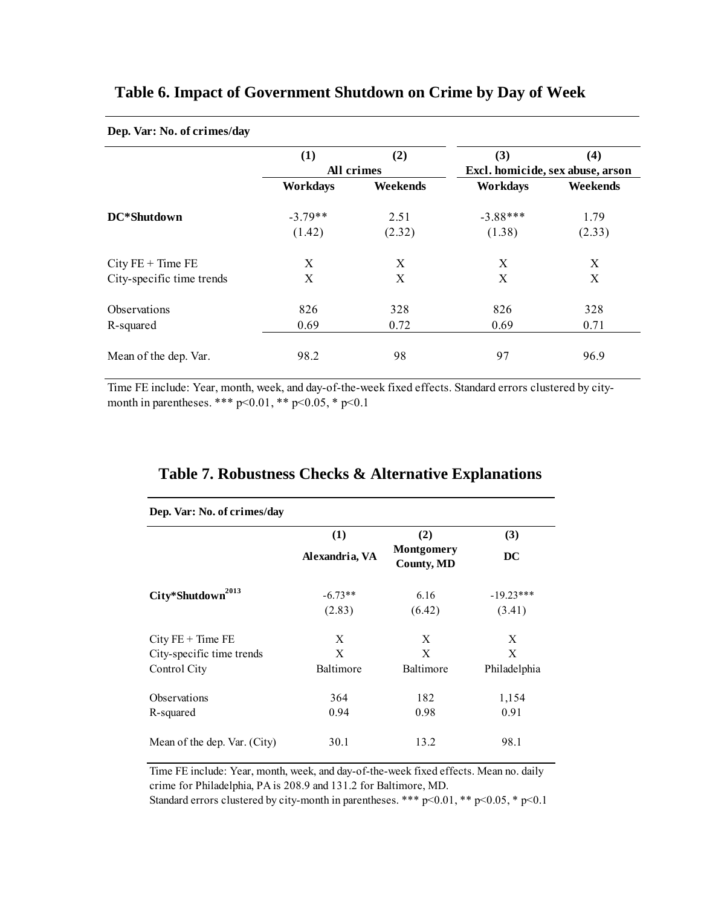## Table 6. Impact of Government Shutdown on Crime by Day of Week

| Dep. Var: No. of crimes/day | (1) | (2) | (3) | (4) |
|---|---|---|---|---|
| | All crimes | | Excl. homicide, sex abuse, arson | |
| | Workdays | Weekends | Workdays | Weekends |
| **DC*Shutdown** | -3.79** | 2.51 | -3.88*** | 1.79 |
| | (1.42) | (2.32) | (1.38) | (2.33) |
| City FE + Time FE | X | X | X | X |
| City-specific time trends | X | X | X | X |
| Observations | 826 | 328 | 826 | 328 |
| R-squared | 0.69 | 0.72 | 0.69 | 0.71 |
| Mean of the dep. Var. | 98.2 | 98 | 97 | 96.9 |

Time FE include: Year, month, week, and day-of-the-week fixed effects. Standard errors clustered by city-month in parentheses. *** p<0.01, ** p<0.05, * p<0.1

## Table 7. Robustness Checks & Alternative Explanations

| Dep. Var: No. of crimes/day | (1) | (2) | (3) |
|---|---|---|---|
| | Alexandria, VA | Montgomery County, MD | DC |
| **City*Shutdown$^{2013}$** | -6.73** | 6.16 | -19.23*** |
| | (2.83) | (6.42) | (3.41) |
| City FE + Time FE | X | X | X |
| City-specific time trends | X | X | X |
| Control City | Baltimore | Baltimore | Philadelphia |
| Observations | 364 | 182 | 1,154 |
| R-squared | 0.94 | 0.98 | 0.91 |
| Mean of the dep. Var. (City) | 30.1 | 13.2 | 98.1 |

Time FE include: Year, month, week, and day-of-the-week fixed effects. Mean no. daily crime for Philadelphia, PA is 208.9 and 131.2 for Baltimore, MD.
Standard errors clustered by city-month in parentheses. *** p<0.01, ** p<0.05, * p<0.1